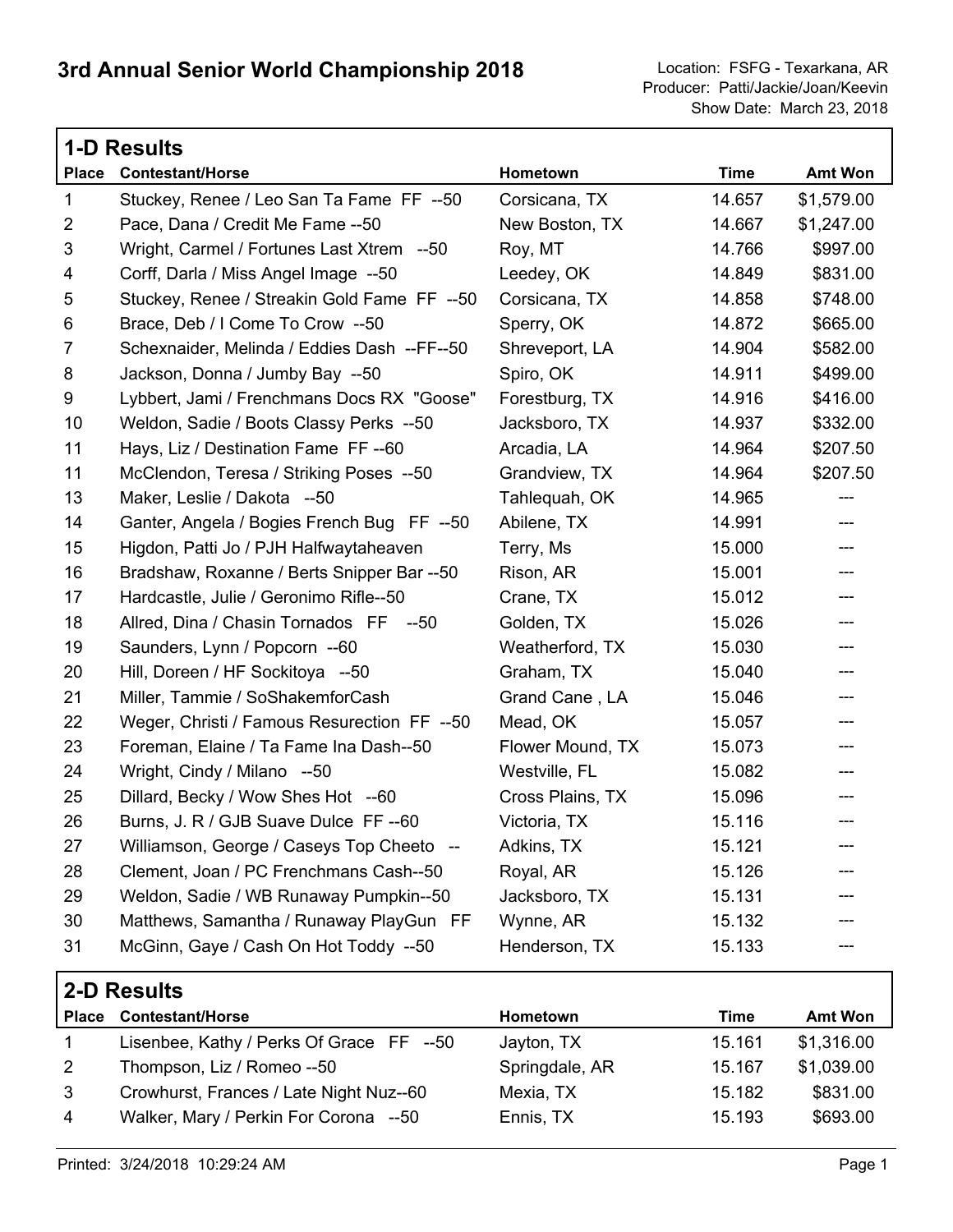# 3rd Annual Senior World Championship 2018

Location: FSFG - Texarkana, AR
Producer: Patti/Jackie/Joan/Keevin
Show Date: March 23, 2018

## 1-D Results

| Place | Contestant/Horse | Hometown | Time | Amt Won |
|---|---|---|---|---|
| 1 | Stuckey, Renee / Leo San Ta Fame FF --50 | Corsicana, TX | 14.657 | $1,579.00 |
| 2 | Pace, Dana / Credit Me Fame --50 | New Boston, TX | 14.667 | $1,247.00 |
| 3 | Wright, Carmel / Fortunes Last Xtrem --50 | Roy, MT | 14.766 | $997.00 |
| 4 | Corff, Darla / Miss Angel Image --50 | Leedey, OK | 14.849 | $831.00 |
| 5 | Stuckey, Renee / Streakin Gold Fame FF --50 | Corsicana, TX | 14.858 | $748.00 |
| 6 | Brace, Deb / I Come To Crow --50 | Sperry, OK | 14.872 | $665.00 |
| 7 | Schexnaider, Melinda / Eddies Dash --FF--50 | Shreveport, LA | 14.904 | $582.00 |
| 8 | Jackson, Donna / Jumby Bay --50 | Spiro, OK | 14.911 | $499.00 |
| 9 | Lybbert, Jami / Frenchmans Docs RX "Goose" | Forestburg, TX | 14.916 | $416.00 |
| 10 | Weldon, Sadie / Boots Classy Perks --50 | Jacksboro, TX | 14.937 | $332.00 |
| 11 | Hays, Liz / Destination Fame FF --60 | Arcadia, LA | 14.964 | $207.50 |
| 11 | McClendon, Teresa / Striking Poses --50 | Grandview, TX | 14.964 | $207.50 |
| 13 | Maker, Leslie / Dakota --50 | Tahlequah, OK | 14.965 | --- |
| 14 | Ganter, Angela / Bogies French Bug FF --50 | Abilene, TX | 14.991 | --- |
| 15 | Higdon, Patti Jo / PJH Halfwaytaheaven | Terry, Ms | 15.000 | --- |
| 16 | Bradshaw, Roxanne / Berts Snipper Bar --50 | Rison, AR | 15.001 | --- |
| 17 | Hardcastle, Julie / Geronimo Rifle--50 | Crane, TX | 15.012 | --- |
| 18 | Allred, Dina / Chasin Tornados FF --50 | Golden, TX | 15.026 | --- |
| 19 | Saunders, Lynn / Popcorn --60 | Weatherford, TX | 15.030 | --- |
| 20 | Hill, Doreen / HF Sockitoya --50 | Graham, TX | 15.040 | --- |
| 21 | Miller, Tammie / SoShakemforCash | Grand Cane , LA | 15.046 | --- |
| 22 | Weger, Christi / Famous Resurection FF --50 | Mead, OK | 15.057 | --- |
| 23 | Foreman, Elaine / Ta Fame Ina Dash--50 | Flower Mound, TX | 15.073 | --- |
| 24 | Wright, Cindy / Milano --50 | Westville, FL | 15.082 | --- |
| 25 | Dillard, Becky / Wow Shes Hot --60 | Cross Plains, TX | 15.096 | --- |
| 26 | Burns, J. R / GJB Suave Dulce FF --60 | Victoria, TX | 15.116 | --- |
| 27 | Williamson, George / Caseys Top Cheeto -- | Adkins, TX | 15.121 | --- |
| 28 | Clement, Joan / PC Frenchmans Cash--50 | Royal, AR | 15.126 | --- |
| 29 | Weldon, Sadie / WB Runaway Pumpkin--50 | Jacksboro, TX | 15.131 | --- |
| 30 | Matthews, Samantha / Runaway PlayGun FF | Wynne, AR | 15.132 | --- |
| 31 | McGinn, Gaye / Cash On Hot Toddy --50 | Henderson, TX | 15.133 | --- |

## 2-D Results

| Place | Contestant/Horse | Hometown | Time | Amt Won |
|---|---|---|---|---|
| 1 | Lisenbee, Kathy / Perks Of Grace FF --50 | Jayton, TX | 15.161 | $1,316.00 |
| 2 | Thompson, Liz / Romeo --50 | Springdale, AR | 15.167 | $1,039.00 |
| 3 | Crowhurst, Frances / Late Night Nuz--60 | Mexia, TX | 15.182 | $831.00 |
| 4 | Walker, Mary / Perkin For Corona --50 | Ennis, TX | 15.193 | $693.00 |

Printed: 3/24/2018 10:29:24 AM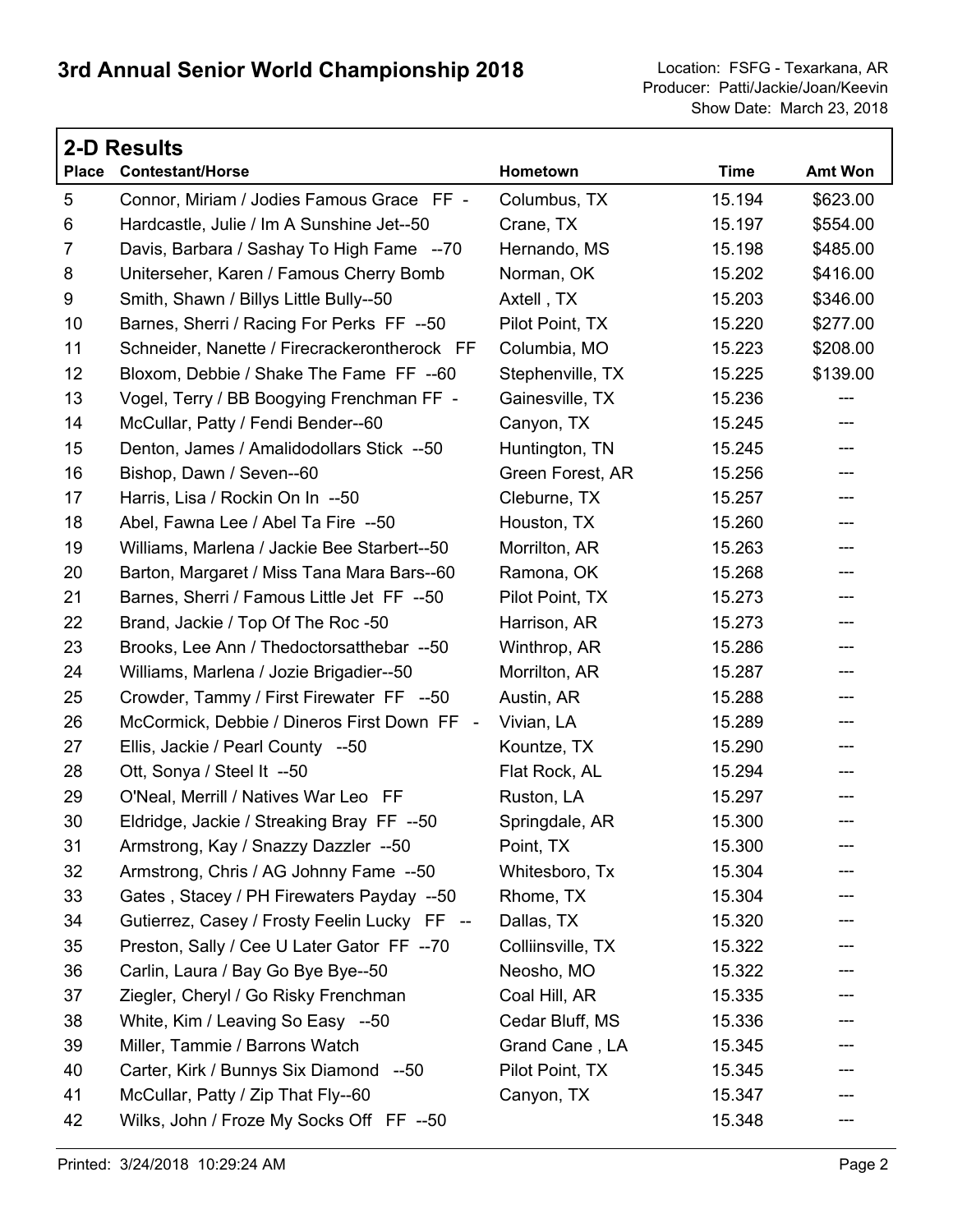# 3rd Annual Senior World Championship 2018

Location: FSFG - Texarkana, AR
Producer: Patti/Jackie/Joan/Keevin
Show Date: March 23, 2018

## 2-D Results

| Place | Contestant/Horse | Hometown | Time | Amt Won |
|---|---|---|---|---|
| 5 | Connor, Miriam / Jodies Famous Grace FF - | Columbus, TX | 15.194 | $623.00 |
| 6 | Hardcastle, Julie / Im A Sunshine Jet--50 | Crane, TX | 15.197 | $554.00 |
| 7 | Davis, Barbara / Sashay To High Fame --70 | Hernando, MS | 15.198 | $485.00 |
| 8 | Uniterseher, Karen / Famous Cherry Bomb | Norman, OK | 15.202 | $416.00 |
| 9 | Smith, Shawn / Billys Little Bully--50 | Axtell , TX | 15.203 | $346.00 |
| 10 | Barnes, Sherri / Racing For Perks FF --50 | Pilot Point, TX | 15.220 | $277.00 |
| 11 | Schneider, Nanette / Firecrackerontherock FF | Columbia, MO | 15.223 | $208.00 |
| 12 | Bloxom, Debbie / Shake The Fame FF --60 | Stephenville, TX | 15.225 | $139.00 |
| 13 | Vogel, Terry / BB Boogying Frenchman FF - | Gainesville, TX | 15.236 | --- |
| 14 | McCullar, Patty / Fendi Bender--60 | Canyon, TX | 15.245 | --- |
| 15 | Denton, James / Amalidodollars Stick --50 | Huntington, TN | 15.245 | --- |
| 16 | Bishop, Dawn / Seven--60 | Green Forest, AR | 15.256 | --- |
| 17 | Harris, Lisa / Rockin On In --50 | Cleburne, TX | 15.257 | --- |
| 18 | Abel, Fawna Lee / Abel Ta Fire --50 | Houston, TX | 15.260 | --- |
| 19 | Williams, Marlena / Jackie Bee Starbert--50 | Morrilton, AR | 15.263 | --- |
| 20 | Barton, Margaret / Miss Tana Mara Bars--60 | Ramona, OK | 15.268 | --- |
| 21 | Barnes, Sherri / Famous Little Jet FF --50 | Pilot Point, TX | 15.273 | --- |
| 22 | Brand, Jackie / Top Of The Roc -50 | Harrison, AR | 15.273 | --- |
| 23 | Brooks, Lee Ann / Thedoctorsatthebar --50 | Winthrop, AR | 15.286 | --- |
| 24 | Williams, Marlena / Jozie Brigadier--50 | Morrilton, AR | 15.287 | --- |
| 25 | Crowder, Tammy / First Firewater FF --50 | Austin, AR | 15.288 | --- |
| 26 | McCormick, Debbie / Dineros First Down FF - | Vivian, LA | 15.289 | --- |
| 27 | Ellis, Jackie / Pearl County --50 | Kountze, TX | 15.290 | --- |
| 28 | Ott, Sonya / Steel It --50 | Flat Rock, AL | 15.294 | --- |
| 29 | O'Neal, Merrill / Natives War Leo FF | Ruston, LA | 15.297 | --- |
| 30 | Eldridge, Jackie / Streaking Bray FF --50 | Springdale, AR | 15.300 | --- |
| 31 | Armstrong, Kay / Snazzy Dazzler --50 | Point, TX | 15.300 | --- |
| 32 | Armstrong, Chris / AG Johnny Fame --50 | Whitesboro, Tx | 15.304 | --- |
| 33 | Gates , Stacey / PH Firewaters Payday --50 | Rhome, TX | 15.304 | --- |
| 34 | Gutierrez, Casey / Frosty Feelin Lucky FF -- | Dallas, TX | 15.320 | --- |
| 35 | Preston, Sally / Cee U Later Gator FF --70 | Colliinsville, TX | 15.322 | --- |
| 36 | Carlin, Laura / Bay Go Bye Bye--50 | Neosho, MO | 15.322 | --- |
| 37 | Ziegler, Cheryl / Go Risky Frenchman | Coal Hill, AR | 15.335 | --- |
| 38 | White, Kim / Leaving So Easy --50 | Cedar Bluff, MS | 15.336 | --- |
| 39 | Miller, Tammie / Barrons Watch | Grand Cane , LA | 15.345 | --- |
| 40 | Carter, Kirk / Bunnys Six Diamond --50 | Pilot Point, TX | 15.345 | --- |
| 41 | McCullar, Patty / Zip That Fly--60 | Canyon, TX | 15.347 | --- |
| 42 | Wilks, John / Froze My Socks Off FF --50 | | 15.348 | --- |

Printed: 3/24/2018 10:29:24 AM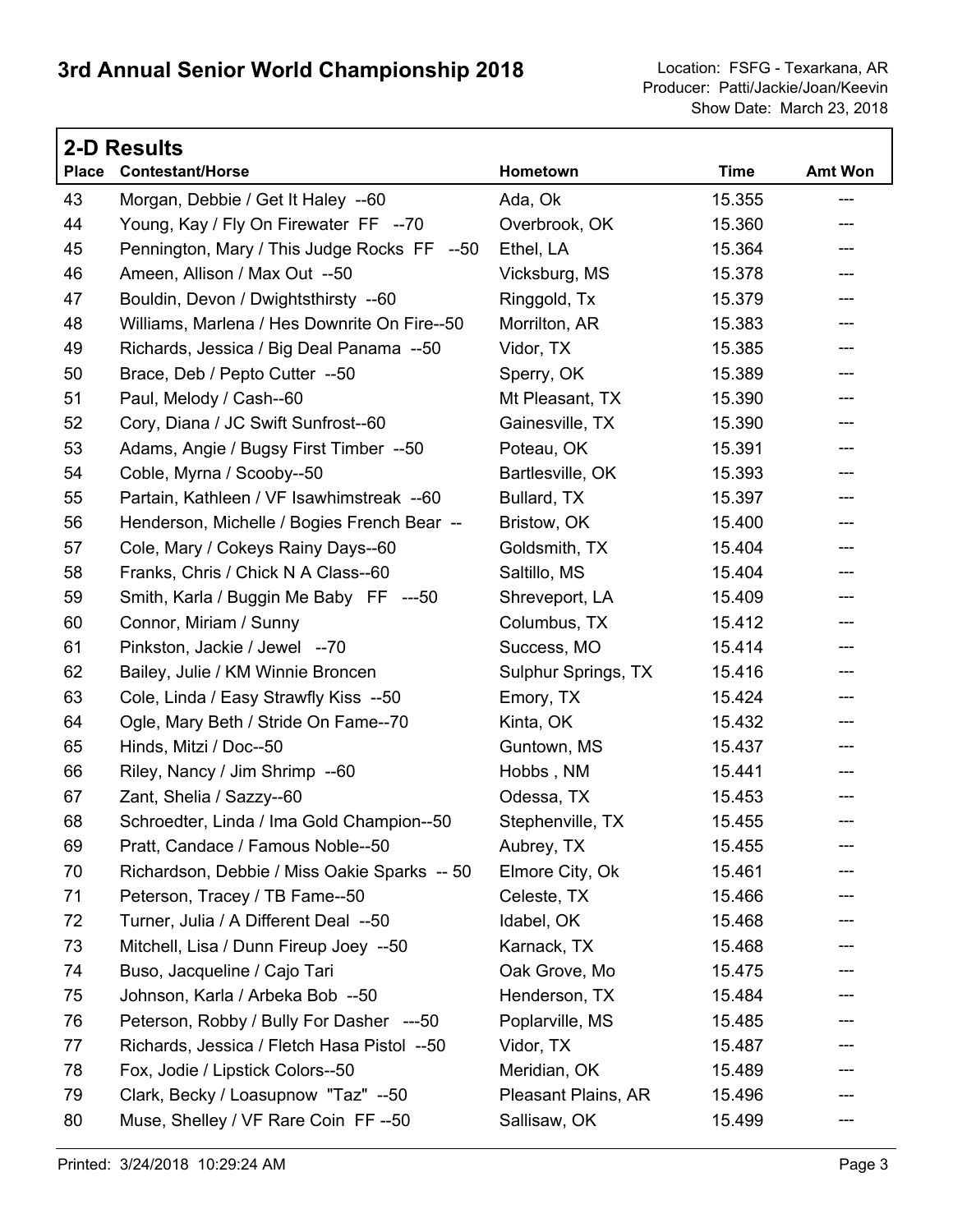# 3rd Annual Senior World Championship 2018

Location: FSFG - Texarkana, AR
Producer: Patti/Jackie/Joan/Keevin
Show Date: March 23, 2018

## 2-D Results

| Place | Contestant/Horse | Hometown | Time | Amt Won |
|---|---|---|---|---|
| 43 | Morgan, Debbie / Get It Haley --60 | Ada, Ok | 15.355 | --- |
| 44 | Young, Kay / Fly On Firewater FF --70 | Overbrook, OK | 15.360 | --- |
| 45 | Pennington, Mary / This Judge Rocks FF --50 | Ethel, LA | 15.364 | --- |
| 46 | Ameen, Allison / Max Out --50 | Vicksburg, MS | 15.378 | --- |
| 47 | Bouldin, Devon / Dwightsthirsty --60 | Ringgold, Tx | 15.379 | --- |
| 48 | Williams, Marlena / Hes Downrite On Fire--50 | Morrilton, AR | 15.383 | --- |
| 49 | Richards, Jessica / Big Deal Panama --50 | Vidor, TX | 15.385 | --- |
| 50 | Brace, Deb / Pepto Cutter --50 | Sperry, OK | 15.389 | --- |
| 51 | Paul, Melody / Cash--60 | Mt Pleasant, TX | 15.390 | --- |
| 52 | Cory, Diana / JC Swift Sunfrost--60 | Gainesville, TX | 15.390 | --- |
| 53 | Adams, Angie / Bugsy First Timber --50 | Poteau, OK | 15.391 | --- |
| 54 | Coble, Myrna / Scooby--50 | Bartlesville, OK | 15.393 | --- |
| 55 | Partain, Kathleen / VF Isawhimstreak --60 | Bullard, TX | 15.397 | --- |
| 56 | Henderson, Michelle / Bogies French Bear -- | Bristow, OK | 15.400 | --- |
| 57 | Cole, Mary / Cokeys Rainy Days--60 | Goldsmith, TX | 15.404 | --- |
| 58 | Franks, Chris / Chick N A Class--60 | Saltillo, MS | 15.404 | --- |
| 59 | Smith, Karla / Buggin Me Baby FF ---50 | Shreveport, LA | 15.409 | --- |
| 60 | Connor, Miriam / Sunny | Columbus, TX | 15.412 | --- |
| 61 | Pinkston, Jackie / Jewel --70 | Success, MO | 15.414 | --- |
| 62 | Bailey, Julie / KM Winnie Broncen | Sulphur Springs, TX | 15.416 | --- |
| 63 | Cole, Linda / Easy Strawfly Kiss --50 | Emory, TX | 15.424 | --- |
| 64 | Ogle, Mary Beth / Stride On Fame--70 | Kinta, OK | 15.432 | --- |
| 65 | Hinds, Mitzi / Doc--50 | Guntown, MS | 15.437 | --- |
| 66 | Riley, Nancy / Jim Shrimp --60 | Hobbs , NM | 15.441 | --- |
| 67 | Zant, Shelia / Sazzy--60 | Odessa, TX | 15.453 | --- |
| 68 | Schroedter, Linda / Ima Gold Champion--50 | Stephenville, TX | 15.455 | --- |
| 69 | Pratt, Candace / Famous Noble--50 | Aubrey, TX | 15.455 | --- |
| 70 | Richardson, Debbie / Miss Oakie Sparks -- 50 | Elmore City, Ok | 15.461 | --- |
| 71 | Peterson, Tracey / TB Fame--50 | Celeste, TX | 15.466 | --- |
| 72 | Turner, Julia / A Different Deal --50 | Idabel, OK | 15.468 | --- |
| 73 | Mitchell, Lisa / Dunn Fireup Joey --50 | Karnack, TX | 15.468 | --- |
| 74 | Buso, Jacqueline / Cajo Tari | Oak Grove, Mo | 15.475 | --- |
| 75 | Johnson, Karla / Arbeka Bob --50 | Henderson, TX | 15.484 | --- |
| 76 | Peterson, Robby / Bully For Dasher ---50 | Poplarville, MS | 15.485 | --- |
| 77 | Richards, Jessica / Fletch Hasa Pistol --50 | Vidor, TX | 15.487 | --- |
| 78 | Fox, Jodie / Lipstick Colors--50 | Meridian, OK | 15.489 | --- |
| 79 | Clark, Becky / Loasupnow "Taz" --50 | Pleasant Plains, AR | 15.496 | --- |
| 80 | Muse, Shelley / VF Rare Coin FF --50 | Sallisaw, OK | 15.499 | --- |

Printed: 3/24/2018 10:29:24 AM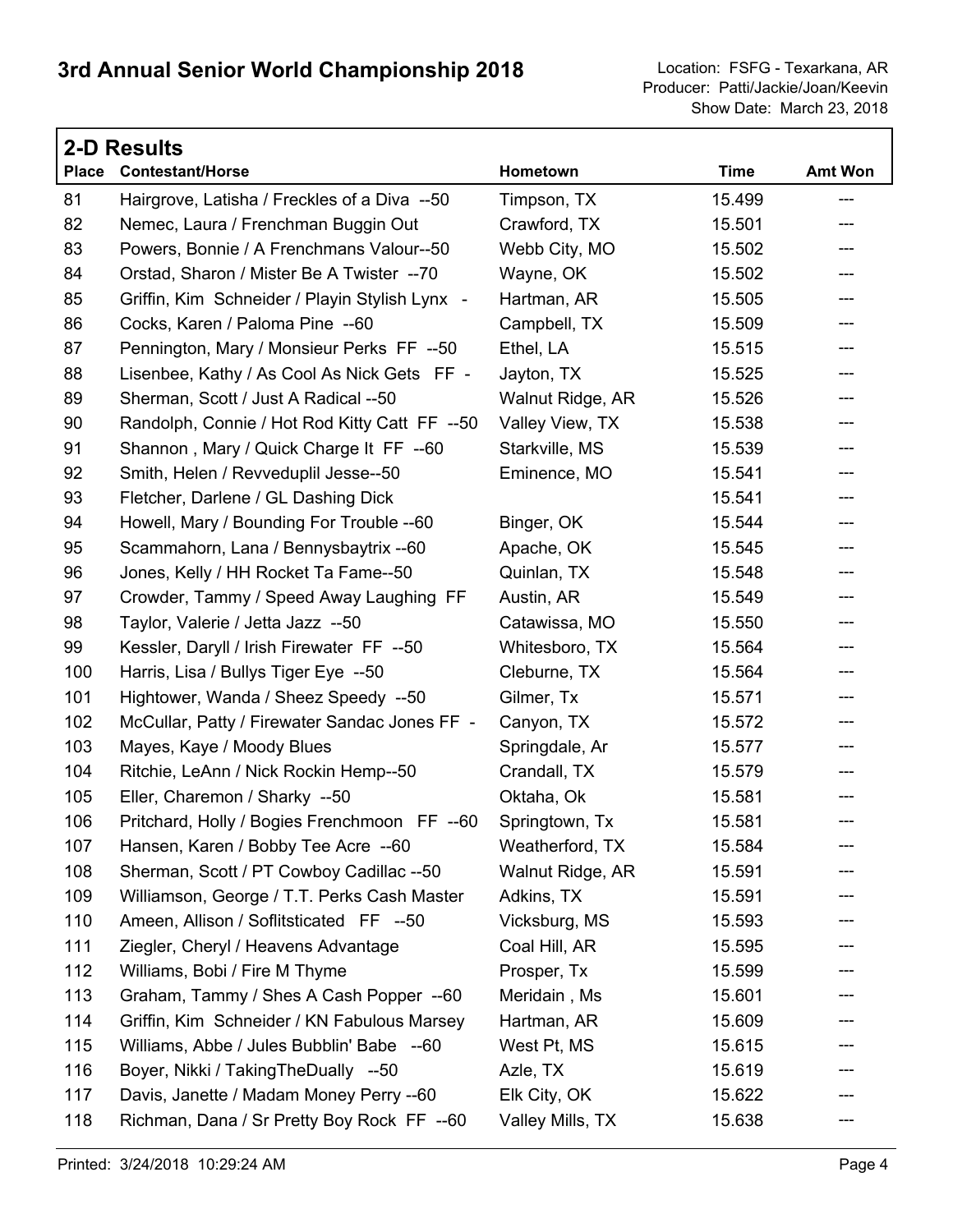# 3rd Annual Senior World Championship 2018

Location: FSFG - Texarkana, AR
Producer: Patti/Jackie/Joan/Keevin
Show Date: March 23, 2018

## 2-D Results

| Place | Contestant/Horse | Hometown | Time | Amt Won |
|---|---|---|---|---|
| 81 | Hairgrove, Latisha / Freckles of a Diva --50 | Timpson, TX | 15.499 | --- |
| 82 | Nemec, Laura / Frenchman Buggin Out | Crawford, TX | 15.501 | --- |
| 83 | Powers, Bonnie / A Frenchmans Valour--50 | Webb City, MO | 15.502 | --- |
| 84 | Orstad, Sharon / Mister Be A Twister --70 | Wayne, OK | 15.502 | --- |
| 85 | Griffin, Kim Schneider / Playin Stylish Lynx - | Hartman, AR | 15.505 | --- |
| 86 | Cocks, Karen / Paloma Pine --60 | Campbell, TX | 15.509 | --- |
| 87 | Pennington, Mary / Monsieur Perks FF --50 | Ethel, LA | 15.515 | --- |
| 88 | Lisenbee, Kathy / As Cool As Nick Gets FF - | Jayton, TX | 15.525 | --- |
| 89 | Sherman, Scott / Just A Radical --50 | Walnut Ridge, AR | 15.526 | --- |
| 90 | Randolph, Connie / Hot Rod Kitty Catt FF --50 | Valley View, TX | 15.538 | --- |
| 91 | Shannon , Mary / Quick Charge It FF --60 | Starkville, MS | 15.539 | --- |
| 92 | Smith, Helen / Revveduplil Jesse--50 | Eminence, MO | 15.541 | --- |
| 93 | Fletcher, Darlene / GL Dashing Dick | | 15.541 | --- |
| 94 | Howell, Mary / Bounding For Trouble --60 | Binger, OK | 15.544 | --- |
| 95 | Scammahorn, Lana / Bennysbaytrix --60 | Apache, OK | 15.545 | --- |
| 96 | Jones, Kelly / HH Rocket Ta Fame--50 | Quinlan, TX | 15.548 | --- |
| 97 | Crowder, Tammy / Speed Away Laughing FF | Austin, AR | 15.549 | --- |
| 98 | Taylor, Valerie / Jetta Jazz --50 | Catawissa, MO | 15.550 | --- |
| 99 | Kessler, Daryll / Irish Firewater FF --50 | Whitesboro, TX | 15.564 | --- |
| 100 | Harris, Lisa / Bullys Tiger Eye --50 | Cleburne, TX | 15.564 | --- |
| 101 | Hightower, Wanda / Sheez Speedy --50 | Gilmer, Tx | 15.571 | --- |
| 102 | McCullar, Patty / Firewater Sandac Jones FF - | Canyon, TX | 15.572 | --- |
| 103 | Mayes, Kaye / Moody Blues | Springdale, Ar | 15.577 | --- |
| 104 | Ritchie, LeAnn / Nick Rockin Hemp--50 | Crandall, TX | 15.579 | --- |
| 105 | Eller, Charemon / Sharky --50 | Oktaha, Ok | 15.581 | --- |
| 106 | Pritchard, Holly / Bogies Frenchmoon FF --60 | Springtown, Tx | 15.581 | --- |
| 107 | Hansen, Karen / Bobby Tee Acre --60 | Weatherford, TX | 15.584 | --- |
| 108 | Sherman, Scott / PT Cowboy Cadillac --50 | Walnut Ridge, AR | 15.591 | --- |
| 109 | Williamson, George / T.T. Perks Cash Master | Adkins, TX | 15.591 | --- |
| 110 | Ameen, Allison / Soflitsticated FF --50 | Vicksburg, MS | 15.593 | --- |
| 111 | Ziegler, Cheryl / Heavens Advantage | Coal Hill, AR | 15.595 | --- |
| 112 | Williams, Bobi / Fire M Thyme | Prosper, Tx | 15.599 | --- |
| 113 | Graham, Tammy / Shes A Cash Popper --60 | Meridain , Ms | 15.601 | --- |
| 114 | Griffin, Kim Schneider / KN Fabulous Marsey | Hartman, AR | 15.609 | --- |
| 115 | Williams, Abbe / Jules Bubblin' Babe --60 | West Pt, MS | 15.615 | --- |
| 116 | Boyer, Nikki / TakingTheDually --50 | Azle, TX | 15.619 | --- |
| 117 | Davis, Janette / Madam Money Perry --60 | Elk City, OK | 15.622 | --- |
| 118 | Richman, Dana / Sr Pretty Boy Rock FF --60 | Valley Mills, TX | 15.638 | --- |

Printed: 3/24/2018 10:29:24 AM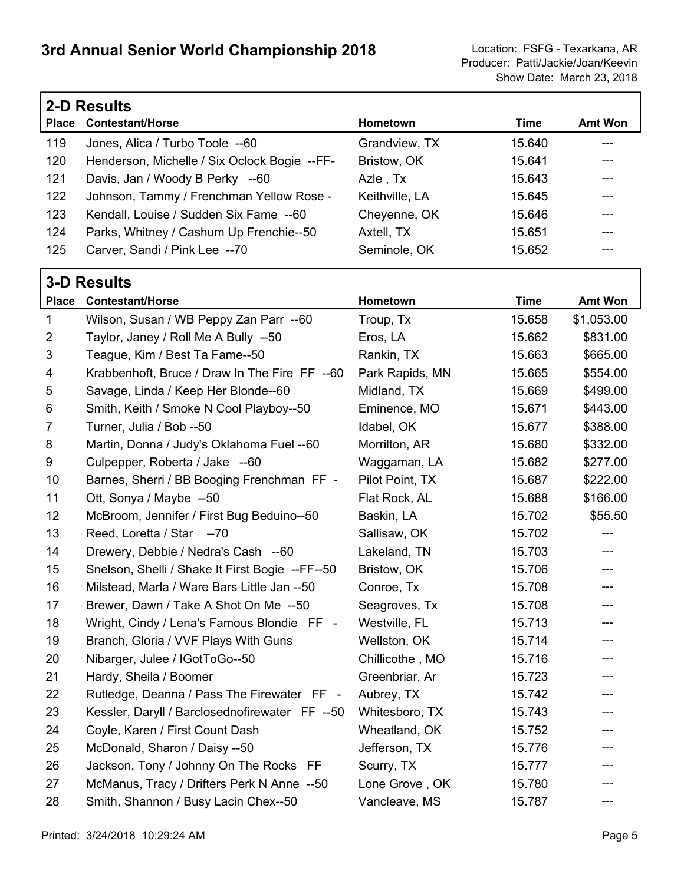# 3rd Annual Senior World Championship 2018

Location: FSFG - Texarkana, AR
Producer: Patti/Jackie/Joan/Keevin
Show Date: March 23, 2018

## 2-D Results

| Place | Contestant/Horse | Hometown | Time | Amt Won |
|---|---|---|---|---|
| 119 | Jones, Alica / Turbo Toole --60 | Grandview, TX | 15.640 | --- |
| 120 | Henderson, Michelle / Six Oclock Bogie --FF- | Bristow, OK | 15.641 | --- |
| 121 | Davis, Jan / Woody B Perky --60 | Azle , Tx | 15.643 | --- |
| 122 | Johnson, Tammy / Frenchman Yellow Rose - | Keithville, LA | 15.645 | --- |
| 123 | Kendall, Louise / Sudden Six Fame --60 | Cheyenne, OK | 15.646 | --- |
| 124 | Parks, Whitney / Cashum Up Frenchie--50 | Axtell, TX | 15.651 | --- |
| 125 | Carver, Sandi / Pink Lee --70 | Seminole, OK | 15.652 | --- |

## 3-D Results

| Place | Contestant/Horse | Hometown | Time | Amt Won |
|---|---|---|---|---|
| 1 | Wilson, Susan / WB Peppy Zan Parr --60 | Troup, Tx | 15.658 | $1,053.00 |
| 2 | Taylor, Janey / Roll Me A Bully --50 | Eros, LA | 15.662 | $831.00 |
| 3 | Teague, Kim / Best Ta Fame--50 | Rankin, TX | 15.663 | $665.00 |
| 4 | Krabbenhoft, Bruce / Draw In The Fire FF --60 | Park Rapids, MN | 15.665 | $554.00 |
| 5 | Savage, Linda / Keep Her Blonde--60 | Midland, TX | 15.669 | $499.00 |
| 6 | Smith, Keith / Smoke N Cool Playboy--50 | Eminence, MO | 15.671 | $443.00 |
| 7 | Turner, Julia / Bob --50 | Idabel, OK | 15.677 | $388.00 |
| 8 | Martin, Donna / Judy's Oklahoma Fuel --60 | Morrilton, AR | 15.680 | $332.00 |
| 9 | Culpepper, Roberta / Jake --60 | Waggaman, LA | 15.682 | $277.00 |
| 10 | Barnes, Sherri / BB Booging Frenchman FF - | Pilot Point, TX | 15.687 | $222.00 |
| 11 | Ott, Sonya / Maybe --50 | Flat Rock, AL | 15.688 | $166.00 |
| 12 | McBroom, Jennifer / First Bug Beduino--50 | Baskin, LA | 15.702 | $55.50 |
| 13 | Reed, Loretta / Star --70 | Sallisaw, OK | 15.702 | --- |
| 14 | Drewery, Debbie / Nedra's Cash --60 | Lakeland, TN | 15.703 | --- |
| 15 | Snelson, Shelli / Shake It First Bogie --FF--50 | Bristow, OK | 15.706 | --- |
| 16 | Milstead, Marla / Ware Bars Little Jan --50 | Conroe, Tx | 15.708 | --- |
| 17 | Brewer, Dawn / Take A Shot On Me --50 | Seagroves, Tx | 15.708 | --- |
| 18 | Wright, Cindy / Lena's Famous Blondie FF - | Westville, FL | 15.713 | --- |
| 19 | Branch, Gloria / VVF Plays With Guns | Wellston, OK | 15.714 | --- |
| 20 | Nibarger, Julee / IGotToGo--50 | Chillicothe , MO | 15.716 | --- |
| 21 | Hardy, Sheila / Boomer | Greenbriar, Ar | 15.723 | --- |
| 22 | Rutledge, Deanna / Pass The Firewater FF - | Aubrey, TX | 15.742 | --- |
| 23 | Kessler, Daryll / Barclosednofirewater FF --50 | Whitesboro, TX | 15.743 | --- |
| 24 | Coyle, Karen / First Count Dash | Wheatland, OK | 15.752 | --- |
| 25 | McDonald, Sharon / Daisy --50 | Jefferson, TX | 15.776 | --- |
| 26 | Jackson, Tony / Johnny On The Rocks FF | Scurry, TX | 15.777 | --- |
| 27 | McManus, Tracy / Drifters Perk N Anne --50 | Lone Grove , OK | 15.780 | --- |
| 28 | Smith, Shannon / Busy Lacin Chex--50 | Vancleave, MS | 15.787 | --- |

Printed: 3/24/2018 10:29:24 AM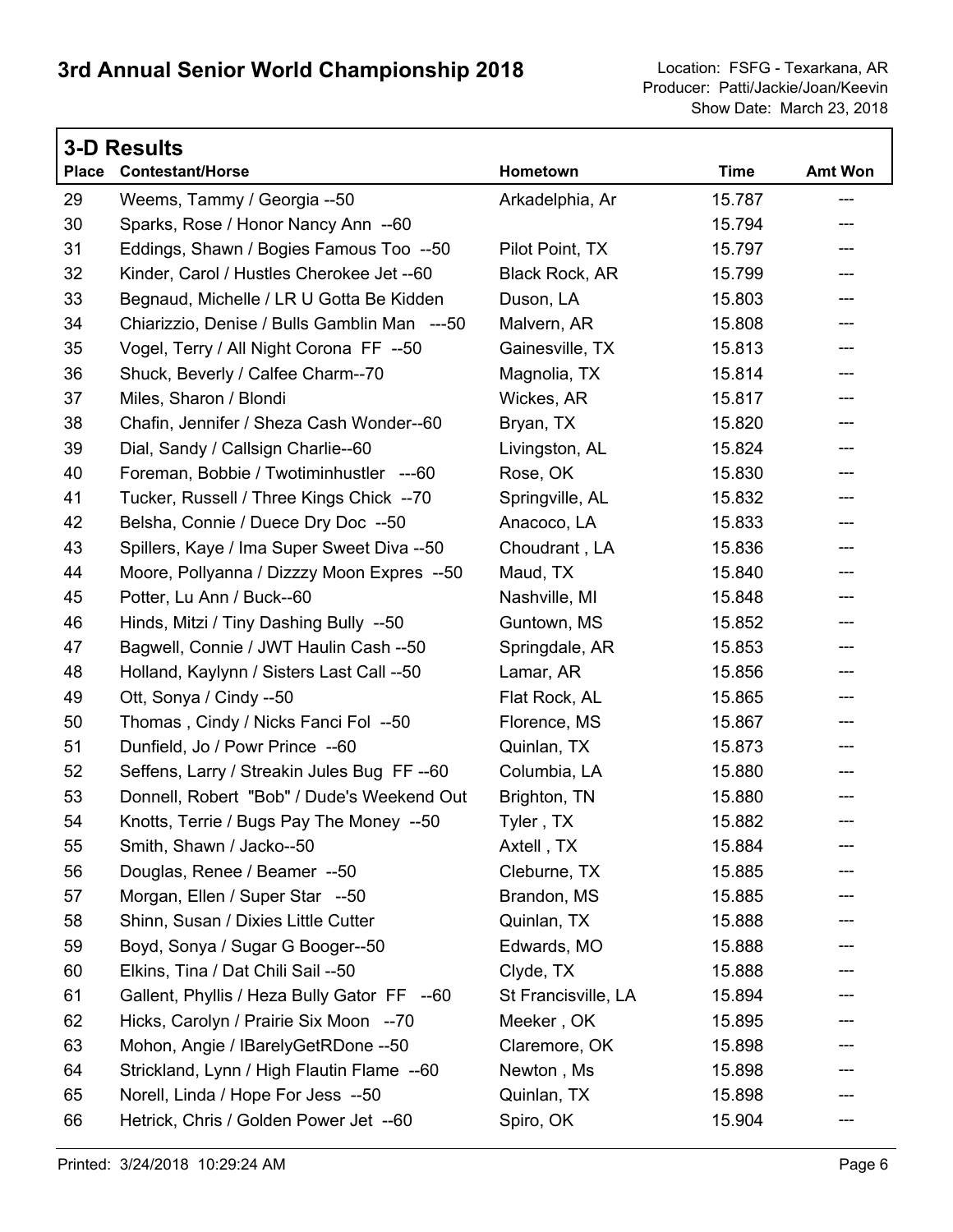# 3rd Annual Senior World Championship 2018

Location: FSFG - Texarkana, AR
Producer: Patti/Jackie/Joan/Keevin
Show Date: March 23, 2018

## 3-D Results

| Place | Contestant/Horse | Hometown | Time | Amt Won |
|---|---|---|---|---|
| 29 | Weems, Tammy / Georgia --50 | Arkadelphia, Ar | 15.787 | --- |
| 30 | Sparks, Rose / Honor Nancy Ann --60 | | 15.794 | --- |
| 31 | Eddings, Shawn / Bogies Famous Too --50 | Pilot Point, TX | 15.797 | --- |
| 32 | Kinder, Carol / Hustles Cherokee Jet --60 | Black Rock, AR | 15.799 | --- |
| 33 | Begnaud, Michelle / LR U Gotta Be Kidden | Duson, LA | 15.803 | --- |
| 34 | Chiarizzio, Denise / Bulls Gamblin Man ---50 | Malvern, AR | 15.808 | --- |
| 35 | Vogel, Terry / All Night Corona FF --50 | Gainesville, TX | 15.813 | --- |
| 36 | Shuck, Beverly / Calfee Charm--70 | Magnolia, TX | 15.814 | --- |
| 37 | Miles, Sharon / Blondi | Wickes, AR | 15.817 | --- |
| 38 | Chafin, Jennifer / Sheza Cash Wonder--60 | Bryan, TX | 15.820 | --- |
| 39 | Dial, Sandy / Callsign Charlie--60 | Livingston, AL | 15.824 | --- |
| 40 | Foreman, Bobbie / Twotiminhustler ---60 | Rose, OK | 15.830 | --- |
| 41 | Tucker, Russell / Three Kings Chick --70 | Springville, AL | 15.832 | --- |
| 42 | Belsha, Connie / Duece Dry Doc --50 | Anacoco, LA | 15.833 | --- |
| 43 | Spillers, Kaye / Ima Super Sweet Diva --50 | Choudrant , LA | 15.836 | --- |
| 44 | Moore, Pollyanna / Dizzzy Moon Expres --50 | Maud, TX | 15.840 | --- |
| 45 | Potter, Lu Ann / Buck--60 | Nashville, MI | 15.848 | --- |
| 46 | Hinds, Mitzi / Tiny Dashing Bully --50 | Guntown, MS | 15.852 | --- |
| 47 | Bagwell, Connie / JWT Haulin Cash --50 | Springdale, AR | 15.853 | --- |
| 48 | Holland, Kaylynn / Sisters Last Call --50 | Lamar, AR | 15.856 | --- |
| 49 | Ott, Sonya / Cindy --50 | Flat Rock, AL | 15.865 | --- |
| 50 | Thomas , Cindy / Nicks Fanci Fol --50 | Florence, MS | 15.867 | --- |
| 51 | Dunfield, Jo / Powr Prince --60 | Quinlan, TX | 15.873 | --- |
| 52 | Seffens, Larry / Streakin Jules Bug FF --60 | Columbia, LA | 15.880 | --- |
| 53 | Donnell, Robert "Bob" / Dude's Weekend Out | Brighton, TN | 15.880 | --- |
| 54 | Knotts, Terrie / Bugs Pay The Money --50 | Tyler , TX | 15.882 | --- |
| 55 | Smith, Shawn / Jacko--50 | Axtell , TX | 15.884 | --- |
| 56 | Douglas, Renee / Beamer --50 | Cleburne, TX | 15.885 | --- |
| 57 | Morgan, Ellen / Super Star --50 | Brandon, MS | 15.885 | --- |
| 58 | Shinn, Susan / Dixies Little Cutter | Quinlan, TX | 15.888 | --- |
| 59 | Boyd, Sonya / Sugar G Booger--50 | Edwards, MO | 15.888 | --- |
| 60 | Elkins, Tina / Dat Chili Sail --50 | Clyde, TX | 15.888 | --- |
| 61 | Gallent, Phyllis / Heza Bully Gator FF --60 | St Francisville, LA | 15.894 | --- |
| 62 | Hicks, Carolyn / Prairie Six Moon --70 | Meeker , OK | 15.895 | --- |
| 63 | Mohon, Angie / IBarelyGetRDone --50 | Claremore, OK | 15.898 | --- |
| 64 | Strickland, Lynn / High Flautin Flame --60 | Newton , Ms | 15.898 | --- |
| 65 | Norell, Linda / Hope For Jess --50 | Quinlan, TX | 15.898 | --- |
| 66 | Hetrick, Chris / Golden Power Jet --60 | Spiro, OK | 15.904 | --- |

Printed: 3/24/2018 10:29:24 AM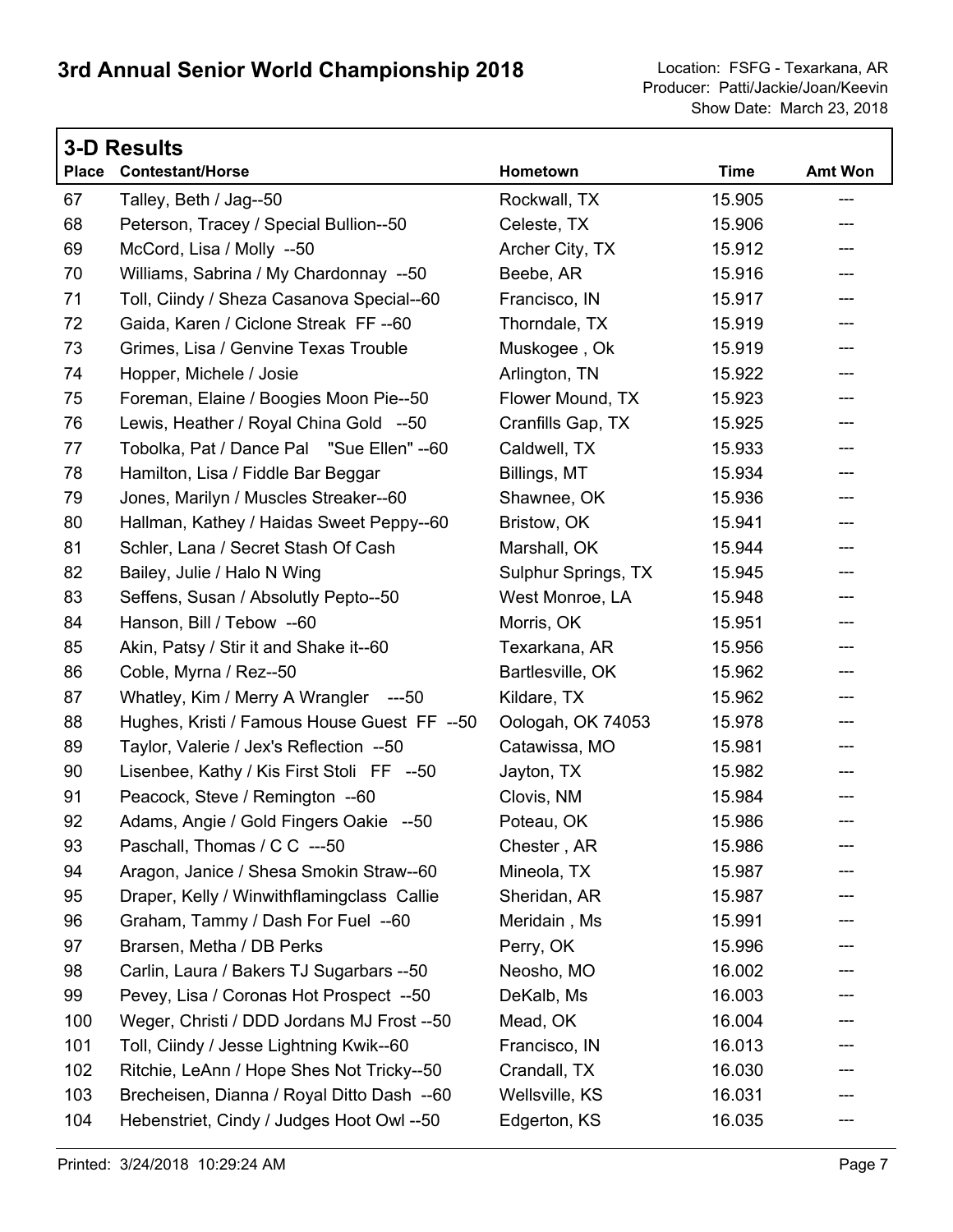# 3rd Annual Senior World Championship 2018

Location: FSFG - Texarkana, AR
Producer: Patti/Jackie/Joan/Keevin
Show Date: March 23, 2018

## 3-D Results

| Place | Contestant/Horse | Hometown | Time | Amt Won |
|---|---|---|---|---|
| 67 | Talley, Beth / Jag--50 | Rockwall, TX | 15.905 | --- |
| 68 | Peterson, Tracey / Special Bullion--50 | Celeste, TX | 15.906 | --- |
| 69 | McCord, Lisa / Molly --50 | Archer City, TX | 15.912 | --- |
| 70 | Williams, Sabrina / My Chardonnay --50 | Beebe, AR | 15.916 | --- |
| 71 | Toll, Ciindy / Sheza Casanova Special--60 | Francisco, IN | 15.917 | --- |
| 72 | Gaida, Karen / Ciclone Streak FF --60 | Thorndale, TX | 15.919 | --- |
| 73 | Grimes, Lisa / Genvine Texas Trouble | Muskogee , Ok | 15.919 | --- |
| 74 | Hopper, Michele / Josie | Arlington, TN | 15.922 | --- |
| 75 | Foreman, Elaine / Boogies Moon Pie--50 | Flower Mound, TX | 15.923 | --- |
| 76 | Lewis, Heather / Royal China Gold --50 | Cranfills Gap, TX | 15.925 | --- |
| 77 | Tobolka, Pat / Dance Pal "Sue Ellen" --60 | Caldwell, TX | 15.933 | --- |
| 78 | Hamilton, Lisa / Fiddle Bar Beggar | Billings, MT | 15.934 | --- |
| 79 | Jones, Marilyn / Muscles Streaker--60 | Shawnee, OK | 15.936 | --- |
| 80 | Hallman, Kathey / Haidas Sweet Peppy--60 | Bristow, OK | 15.941 | --- |
| 81 | Schler, Lana / Secret Stash Of Cash | Marshall, OK | 15.944 | --- |
| 82 | Bailey, Julie / Halo N Wing | Sulphur Springs, TX | 15.945 | --- |
| 83 | Seffens, Susan / Absolutly Pepto--50 | West Monroe, LA | 15.948 | --- |
| 84 | Hanson, Bill / Tebow --60 | Morris, OK | 15.951 | --- |
| 85 | Akin, Patsy / Stir it and Shake it--60 | Texarkana, AR | 15.956 | --- |
| 86 | Coble, Myrna / Rez--50 | Bartlesville, OK | 15.962 | --- |
| 87 | Whatley, Kim / Merry A Wrangler ---50 | Kildare, TX | 15.962 | --- |
| 88 | Hughes, Kristi / Famous House Guest FF --50 | Oologah, OK 74053 | 15.978 | --- |
| 89 | Taylor, Valerie / Jex's Reflection --50 | Catawissa, MO | 15.981 | --- |
| 90 | Lisenbee, Kathy / Kis First Stoli FF --50 | Jayton, TX | 15.982 | --- |
| 91 | Peacock, Steve / Remington --60 | Clovis, NM | 15.984 | --- |
| 92 | Adams, Angie / Gold Fingers Oakie --50 | Poteau, OK | 15.986 | --- |
| 93 | Paschall, Thomas / C C ---50 | Chester , AR | 15.986 | --- |
| 94 | Aragon, Janice / Shesa Smokin Straw--60 | Mineola, TX | 15.987 | --- |
| 95 | Draper, Kelly / Winwithflamingclass Callie | Sheridan, AR | 15.987 | --- |
| 96 | Graham, Tammy / Dash For Fuel --60 | Meridain , Ms | 15.991 | --- |
| 97 | Brarsen, Metha / DB Perks | Perry, OK | 15.996 | --- |
| 98 | Carlin, Laura / Bakers TJ Sugarbars --50 | Neosho, MO | 16.002 | --- |
| 99 | Pevey, Lisa / Coronas Hot Prospect --50 | DeKalb, Ms | 16.003 | --- |
| 100 | Weger, Christi / DDD Jordans MJ Frost --50 | Mead, OK | 16.004 | --- |
| 101 | Toll, Ciindy / Jesse Lightning Kwik--60 | Francisco, IN | 16.013 | --- |
| 102 | Ritchie, LeAnn / Hope Shes Not Tricky--50 | Crandall, TX | 16.030 | --- |
| 103 | Brecheisen, Dianna / Royal Ditto Dash --60 | Wellsville, KS | 16.031 | --- |
| 104 | Hebenstriet, Cindy / Judges Hoot Owl --50 | Edgerton, KS | 16.035 | --- |

Printed: 3/24/2018 10:29:24 AM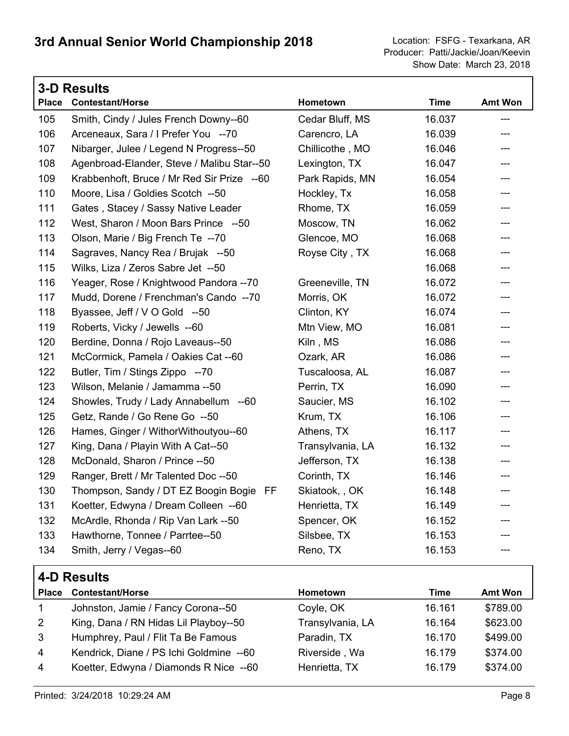# 3rd Annual Senior World Championship 2018

Location: FSFG - Texarkana, AR
Producer: Patti/Jackie/Joan/Keevin
Show Date: March 23, 2018

## 3-D Results

| Place | Contestant/Horse | Hometown | Time | Amt Won |
|---|---|---|---|---|
| 105 | Smith, Cindy / Jules French Downy--60 | Cedar Bluff, MS | 16.037 | --- |
| 106 | Arceneaux, Sara / I Prefer You --70 | Carencro, LA | 16.039 | --- |
| 107 | Nibarger, Julee / Legend N Progress--50 | Chillicothe , MO | 16.046 | --- |
| 108 | Agenbroad-Elander, Steve / Malibu Star--50 | Lexington, TX | 16.047 | --- |
| 109 | Krabbenhoft, Bruce / Mr Red Sir Prize --60 | Park Rapids, MN | 16.054 | --- |
| 110 | Moore, Lisa / Goldies Scotch --50 | Hockley, Tx | 16.058 | --- |
| 111 | Gates , Stacey / Sassy Native Leader | Rhome, TX | 16.059 | --- |
| 112 | West, Sharon / Moon Bars Prince --50 | Moscow, TN | 16.062 | --- |
| 113 | Olson, Marie / Big French Te --70 | Glencoe, MO | 16.068 | --- |
| 114 | Sagraves, Nancy Rea / Brujak --50 | Royse City , TX | 16.068 | --- |
| 115 | Wilks, Liza / Zeros Sabre Jet --50 | | 16.068 | --- |
| 116 | Yeager, Rose / Knightwood Pandora --70 | Greeneville, TN | 16.072 | --- |
| 117 | Mudd, Dorene / Frenchman's Cando --70 | Morris, OK | 16.072 | --- |
| 118 | Byassee, Jeff / V O Gold --50 | Clinton, KY | 16.074 | --- |
| 119 | Roberts, Vicky / Jewells --60 | Mtn View, MO | 16.081 | --- |
| 120 | Berdine, Donna / Rojo Laveaus--50 | Kiln , MS | 16.086 | --- |
| 121 | McCormick, Pamela / Oakies Cat --60 | Ozark, AR | 16.086 | --- |
| 122 | Butler, Tim / Stings Zippo --70 | Tuscaloosa, AL | 16.087 | --- |
| 123 | Wilson, Melanie / Jamamma --50 | Perrin, TX | 16.090 | --- |
| 124 | Showles, Trudy / Lady Annabellum --60 | Saucier, MS | 16.102 | --- |
| 125 | Getz, Rande / Go Rene Go --50 | Krum, TX | 16.106 | --- |
| 126 | Hames, Ginger / WithorWithoutyou--60 | Athens, TX | 16.117 | --- |
| 127 | King, Dana / Playin With A Cat--50 | Transylvania, LA | 16.132 | --- |
| 128 | McDonald, Sharon / Prince --50 | Jefferson, TX | 16.138 | --- |
| 129 | Ranger, Brett / Mr Talented Doc --50 | Corinth, TX | 16.146 | --- |
| 130 | Thompson, Sandy / DT EZ Boogin Bogie FF | Skiatook, , OK | 16.148 | --- |
| 131 | Koetter, Edwyna / Dream Colleen --60 | Henrietta, TX | 16.149 | --- |
| 132 | McArdle, Rhonda / Rip Van Lark --50 | Spencer, OK | 16.152 | --- |
| 133 | Hawthorne, Tonnee / Parrtee--50 | Silsbee, TX | 16.153 | --- |
| 134 | Smith, Jerry / Vegas--60 | Reno, TX | 16.153 | --- |

## 4-D Results

| Place | Contestant/Horse | Hometown | Time | Amt Won |
|---|---|---|---|---|
| 1 | Johnston, Jamie / Fancy Corona--50 | Coyle, OK | 16.161 | $789.00 |
| 2 | King, Dana / RN Hidas Lil Playboy--50 | Transylvania, LA | 16.164 | $623.00 |
| 3 | Humphrey, Paul / Flit Ta Be Famous | Paradin, TX | 16.170 | $499.00 |
| 4 | Kendrick, Diane / PS Ichi Goldmine --60 | Riverside , Wa | 16.179 | $374.00 |
| 4 | Koetter, Edwyna / Diamonds R Nice --60 | Henrietta, TX | 16.179 | $374.00 |

Printed: 3/24/2018 10:29:24 AM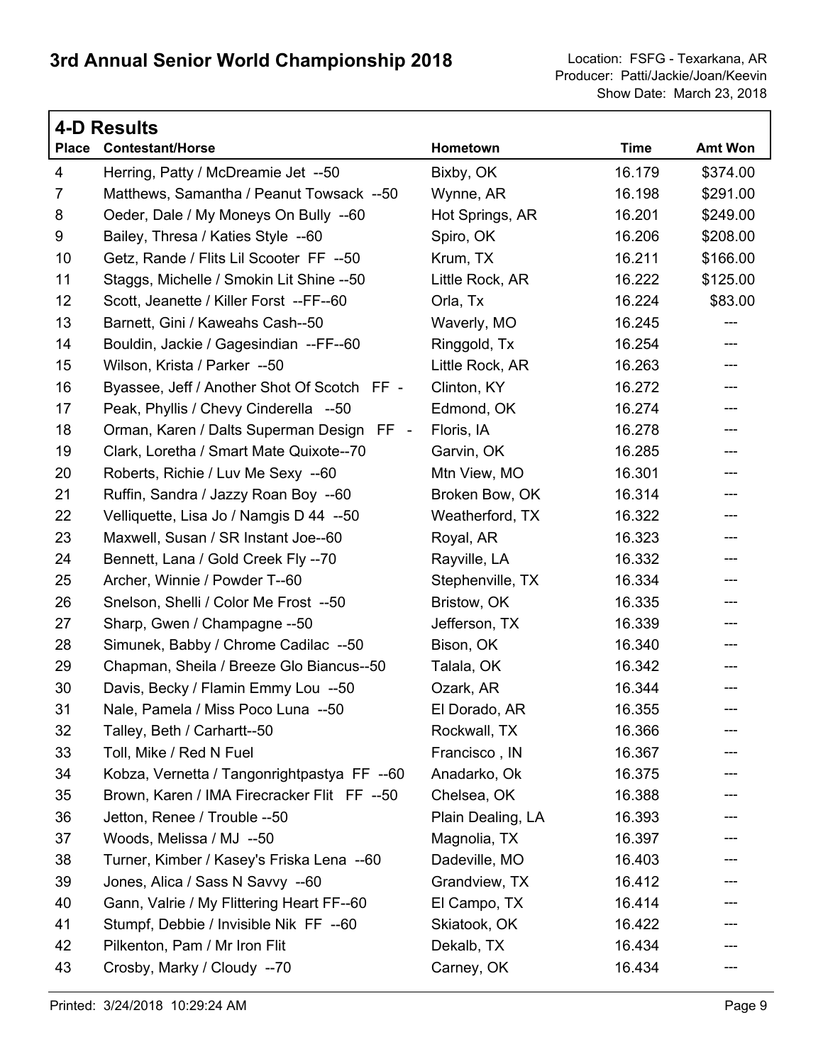# 3rd Annual Senior World Championship 2018

Location: FSFG - Texarkana, AR
Producer: Patti/Jackie/Joan/Keevin
Show Date: March 23, 2018

## 4-D Results

| Place | Contestant/Horse | Hometown | Time | Amt Won |
|---|---|---|---|---|
| 4 | Herring, Patty / McDreamie Jet --50 | Bixby, OK | 16.179 | $374.00 |
| 7 | Matthews, Samantha / Peanut Towsack --50 | Wynne, AR | 16.198 | $291.00 |
| 8 | Oeder, Dale / My Moneys On Bully --60 | Hot Springs, AR | 16.201 | $249.00 |
| 9 | Bailey, Thresa / Katies Style --60 | Spiro, OK | 16.206 | $208.00 |
| 10 | Getz, Rande / Flits Lil Scooter FF --50 | Krum, TX | 16.211 | $166.00 |
| 11 | Staggs, Michelle / Smokin Lit Shine --50 | Little Rock, AR | 16.222 | $125.00 |
| 12 | Scott, Jeanette / Killer Forst --FF--60 | Orla, Tx | 16.224 | $83.00 |
| 13 | Barnett, Gini / Kaweahs Cash--50 | Waverly, MO | 16.245 | --- |
| 14 | Bouldin, Jackie / Gagesindian --FF--60 | Ringgold, Tx | 16.254 | --- |
| 15 | Wilson, Krista / Parker --50 | Little Rock, AR | 16.263 | --- |
| 16 | Byassee, Jeff / Another Shot Of Scotch FF - | Clinton, KY | 16.272 | --- |
| 17 | Peak, Phyllis / Chevy Cinderella --50 | Edmond, OK | 16.274 | --- |
| 18 | Orman, Karen / Dalts Superman Design FF - | Floris, IA | 16.278 | --- |
| 19 | Clark, Loretha / Smart Mate Quixote--70 | Garvin, OK | 16.285 | --- |
| 20 | Roberts, Richie / Luv Me Sexy --60 | Mtn View, MO | 16.301 | --- |
| 21 | Ruffin, Sandra / Jazzy Roan Boy --60 | Broken Bow, OK | 16.314 | --- |
| 22 | Velliquette, Lisa Jo / Namgis D 44 --50 | Weatherford, TX | 16.322 | --- |
| 23 | Maxwell, Susan / SR Instant Joe--60 | Royal, AR | 16.323 | --- |
| 24 | Bennett, Lana / Gold Creek Fly --70 | Rayville, LA | 16.332 | --- |
| 25 | Archer, Winnie / Powder T--60 | Stephenville, TX | 16.334 | --- |
| 26 | Snelson, Shelli / Color Me Frost --50 | Bristow, OK | 16.335 | --- |
| 27 | Sharp, Gwen / Champagne --50 | Jefferson, TX | 16.339 | --- |
| 28 | Simunek, Babby / Chrome Cadilac --50 | Bison, OK | 16.340 | --- |
| 29 | Chapman, Sheila / Breeze Glo Biancus--50 | Talala, OK | 16.342 | --- |
| 30 | Davis, Becky / Flamin Emmy Lou --50 | Ozark, AR | 16.344 | --- |
| 31 | Nale, Pamela / Miss Poco Luna --50 | El Dorado, AR | 16.355 | --- |
| 32 | Talley, Beth / Carhartt--50 | Rockwall, TX | 16.366 | --- |
| 33 | Toll, Mike / Red N Fuel | Francisco , IN | 16.367 | --- |
| 34 | Kobza, Vernetta / Tangonrightpastya FF --60 | Anadarko, Ok | 16.375 | --- |
| 35 | Brown, Karen / IMA Firecracker Flit FF --50 | Chelsea, OK | 16.388 | --- |
| 36 | Jetton, Renee / Trouble --50 | Plain Dealing, LA | 16.393 | --- |
| 37 | Woods, Melissa / MJ --50 | Magnolia, TX | 16.397 | --- |
| 38 | Turner, Kimber / Kasey's Friska Lena --60 | Dadeville, MO | 16.403 | --- |
| 39 | Jones, Alica / Sass N Savvy --60 | Grandview, TX | 16.412 | --- |
| 40 | Gann, Valrie / My Flittering Heart FF--60 | El Campo, TX | 16.414 | --- |
| 41 | Stumpf, Debbie / Invisible Nik FF --60 | Skiatook, OK | 16.422 | --- |
| 42 | Pilkenton, Pam / Mr Iron Flit | Dekalb, TX | 16.434 | --- |
| 43 | Crosby, Marky / Cloudy --70 | Carney, OK | 16.434 | --- |

Printed: 3/24/2018 10:29:24 AM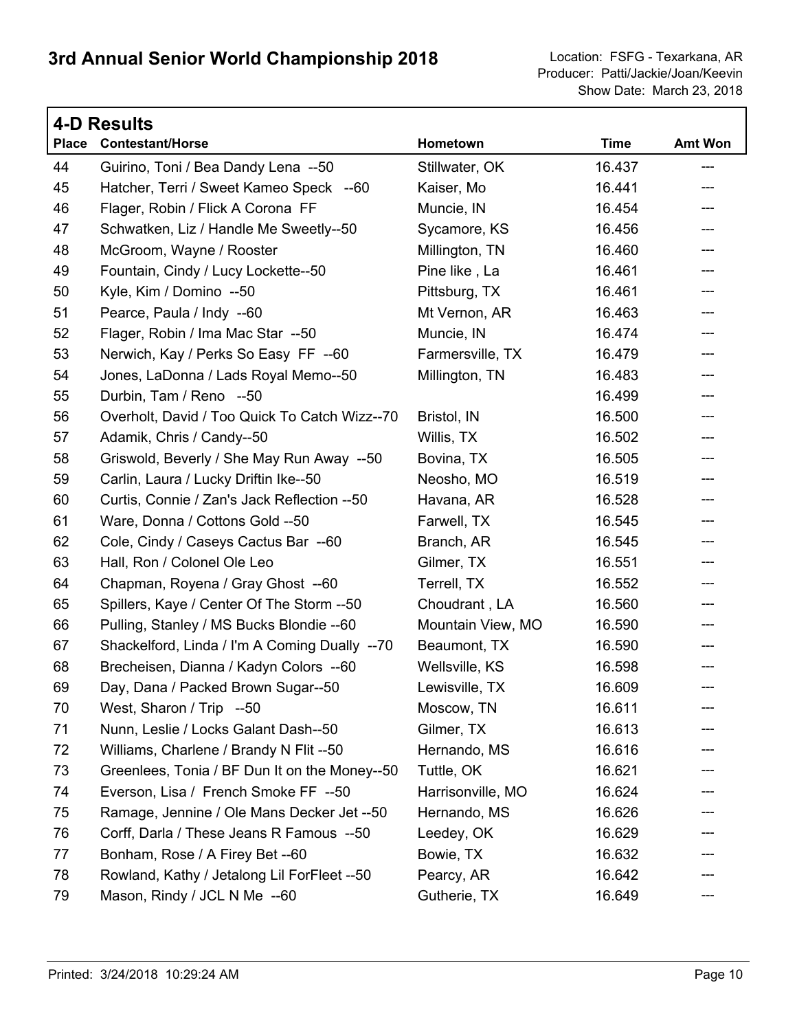# 3rd Annual Senior World Championship 2018

Location: FSFG - Texarkana, AR
Producer: Patti/Jackie/Joan/Keevin
Show Date: March 23, 2018

## 4-D Results

| Place | Contestant/Horse | Hometown | Time | Amt Won |
|---|---|---|---|---|
| 44 | Guirino, Toni / Bea Dandy Lena --50 | Stillwater, OK | 16.437 | --- |
| 45 | Hatcher, Terri / Sweet Kameo Speck --60 | Kaiser, Mo | 16.441 | --- |
| 46 | Flager, Robin / Flick A Corona FF | Muncie, IN | 16.454 | --- |
| 47 | Schwatken, Liz / Handle Me Sweetly--50 | Sycamore, KS | 16.456 | --- |
| 48 | McGroom, Wayne / Rooster | Millington, TN | 16.460 | --- |
| 49 | Fountain, Cindy / Lucy Lockette--50 | Pine like , La | 16.461 | --- |
| 50 | Kyle, Kim / Domino --50 | Pittsburg, TX | 16.461 | --- |
| 51 | Pearce, Paula / Indy --60 | Mt Vernon, AR | 16.463 | --- |
| 52 | Flager, Robin / Ima Mac Star --50 | Muncie, IN | 16.474 | --- |
| 53 | Nerwich, Kay / Perks So Easy FF --60 | Farmersville, TX | 16.479 | --- |
| 54 | Jones, LaDonna / Lads Royal Memo--50 | Millington, TN | 16.483 | --- |
| 55 | Durbin, Tam / Reno --50 | | 16.499 | --- |
| 56 | Overholt, David / Too Quick To Catch Wizz--70 | Bristol, IN | 16.500 | --- |
| 57 | Adamik, Chris / Candy--50 | Willis, TX | 16.502 | --- |
| 58 | Griswold, Beverly / She May Run Away --50 | Bovina, TX | 16.505 | --- |
| 59 | Carlin, Laura / Lucky Driftin Ike--50 | Neosho, MO | 16.519 | --- |
| 60 | Curtis, Connie / Zan's Jack Reflection --50 | Havana, AR | 16.528 | --- |
| 61 | Ware, Donna / Cottons Gold --50 | Farwell, TX | 16.545 | --- |
| 62 | Cole, Cindy / Caseys Cactus Bar --60 | Branch, AR | 16.545 | --- |
| 63 | Hall, Ron / Colonel Ole Leo | Gilmer, TX | 16.551 | --- |
| 64 | Chapman, Royena / Gray Ghost --60 | Terrell, TX | 16.552 | --- |
| 65 | Spillers, Kaye / Center Of The Storm --50 | Choudrant , LA | 16.560 | --- |
| 66 | Pulling, Stanley / MS Bucks Blondie --60 | Mountain View, MO | 16.590 | --- |
| 67 | Shackelford, Linda / I'm A Coming Dually --70 | Beaumont, TX | 16.590 | --- |
| 68 | Brecheisen, Dianna / Kadyn Colors --60 | Wellsville, KS | 16.598 | --- |
| 69 | Day, Dana / Packed Brown Sugar--50 | Lewisville, TX | 16.609 | --- |
| 70 | West, Sharon / Trip --50 | Moscow, TN | 16.611 | --- |
| 71 | Nunn, Leslie / Locks Galant Dash--50 | Gilmer, TX | 16.613 | --- |
| 72 | Williams, Charlene / Brandy N Flit --50 | Hernando, MS | 16.616 | --- |
| 73 | Greenlees, Tonia / BF Dun It on the Money--50 | Tuttle, OK | 16.621 | --- |
| 74 | Everson, Lisa / French Smoke FF --50 | Harrisonville, MO | 16.624 | --- |
| 75 | Ramage, Jennine / Ole Mans Decker Jet --50 | Hernando, MS | 16.626 | --- |
| 76 | Corff, Darla / These Jeans R Famous --50 | Leedey, OK | 16.629 | --- |
| 77 | Bonham, Rose / A Firey Bet --60 | Bowie, TX | 16.632 | --- |
| 78 | Rowland, Kathy / Jetalong Lil ForFleet --50 | Pearcy, AR | 16.642 | --- |
| 79 | Mason, Rindy / JCL N Me --60 | Gutherie, TX | 16.649 | --- |

Printed: 3/24/2018 10:29:24 AM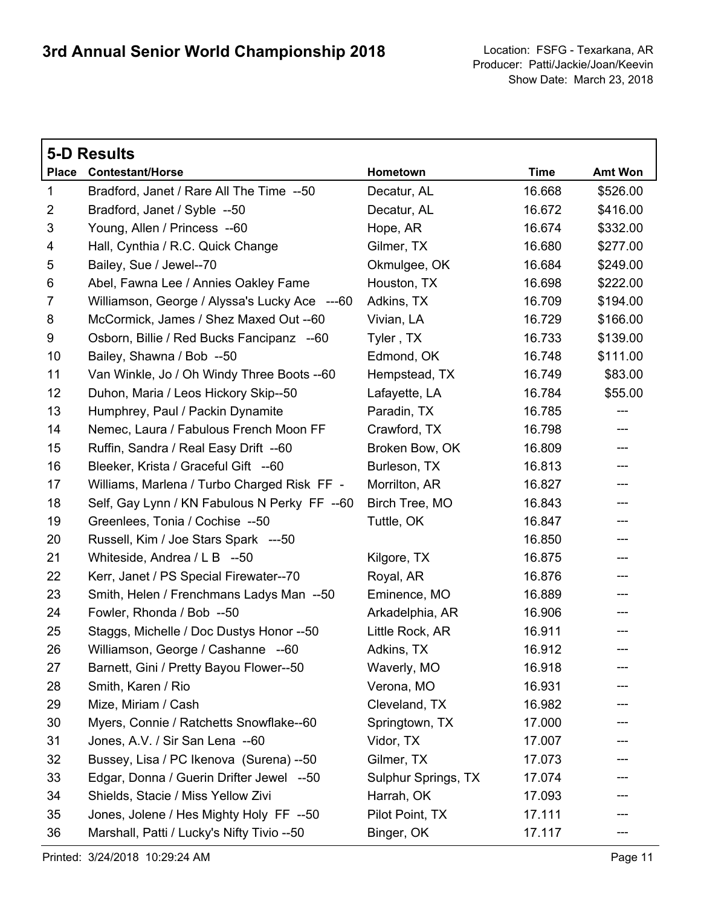# 3rd Annual Senior World Championship 2018

Location: FSFG - Texarkana, AR
Producer: Patti/Jackie/Joan/Keevin
Show Date: March 23, 2018

## 5-D Results

| Place | Contestant/Horse | Hometown | Time | Amt Won |
|---|---|---|---|---|
| 1 | Bradford, Janet / Rare All The Time --50 | Decatur, AL | 16.668 | $526.00 |
| 2 | Bradford, Janet / Syble --50 | Decatur, AL | 16.672 | $416.00 |
| 3 | Young, Allen / Princess --60 | Hope, AR | 16.674 | $332.00 |
| 4 | Hall, Cynthia / R.C. Quick Change | Gilmer, TX | 16.680 | $277.00 |
| 5 | Bailey, Sue / Jewel--70 | Okmulgee, OK | 16.684 | $249.00 |
| 6 | Abel, Fawna Lee / Annies Oakley Fame | Houston, TX | 16.698 | $222.00 |
| 7 | Williamson, George / Alyssa's Lucky Ace ---60 | Adkins, TX | 16.709 | $194.00 |
| 8 | McCormick, James / Shez Maxed Out --60 | Vivian, LA | 16.729 | $166.00 |
| 9 | Osborn, Billie / Red Bucks Fancipanz --60 | Tyler , TX | 16.733 | $139.00 |
| 10 | Bailey, Shawna / Bob --50 | Edmond, OK | 16.748 | $111.00 |
| 11 | Van Winkle, Jo / Oh Windy Three Boots --60 | Hempstead, TX | 16.749 | $83.00 |
| 12 | Duhon, Maria / Leos Hickory Skip--50 | Lafayette, LA | 16.784 | $55.00 |
| 13 | Humphrey, Paul / Packin Dynamite | Paradin, TX | 16.785 | --- |
| 14 | Nemec, Laura / Fabulous French Moon FF | Crawford, TX | 16.798 | --- |
| 15 | Ruffin, Sandra / Real Easy Drift --60 | Broken Bow, OK | 16.809 | --- |
| 16 | Bleeker, Krista / Graceful Gift --60 | Burleson, TX | 16.813 | --- |
| 17 | Williams, Marlena / Turbo Charged Risk FF - | Morrilton, AR | 16.827 | --- |
| 18 | Self, Gay Lynn / KN Fabulous N Perky FF --60 | Birch Tree, MO | 16.843 | --- |
| 19 | Greenlees, Tonia / Cochise --50 | Tuttle, OK | 16.847 | --- |
| 20 | Russell, Kim / Joe Stars Spark ---50 | | 16.850 | --- |
| 21 | Whiteside, Andrea / L B --50 | Kilgore, TX | 16.875 | --- |
| 22 | Kerr, Janet / PS Special Firewater--70 | Royal, AR | 16.876 | --- |
| 23 | Smith, Helen / Frenchmans Ladys Man --50 | Eminence, MO | 16.889 | --- |
| 24 | Fowler, Rhonda / Bob --50 | Arkadelphia, AR | 16.906 | --- |
| 25 | Staggs, Michelle / Doc Dustys Honor --50 | Little Rock, AR | 16.911 | --- |
| 26 | Williamson, George / Cashanne --60 | Adkins, TX | 16.912 | --- |
| 27 | Barnett, Gini / Pretty Bayou Flower--50 | Waverly, MO | 16.918 | --- |
| 28 | Smith, Karen / Rio | Verona, MO | 16.931 | --- |
| 29 | Mize, Miriam / Cash | Cleveland, TX | 16.982 | --- |
| 30 | Myers, Connie / Ratchetts Snowflake--60 | Springtown, TX | 17.000 | --- |
| 31 | Jones, A.V. / Sir San Lena --60 | Vidor, TX | 17.007 | --- |
| 32 | Bussey, Lisa / PC Ikenova (Surena) --50 | Gilmer, TX | 17.073 | --- |
| 33 | Edgar, Donna / Guerin Drifter Jewel --50 | Sulphur Springs, TX | 17.074 | --- |
| 34 | Shields, Stacie / Miss Yellow Zivi | Harrah, OK | 17.093 | --- |
| 35 | Jones, Jolene / Hes Mighty Holy FF --50 | Pilot Point, TX | 17.111 | --- |
| 36 | Marshall, Patti / Lucky's Nifty Tivio --50 | Binger, OK | 17.117 | --- |

Printed: 3/24/2018 10:29:24 AM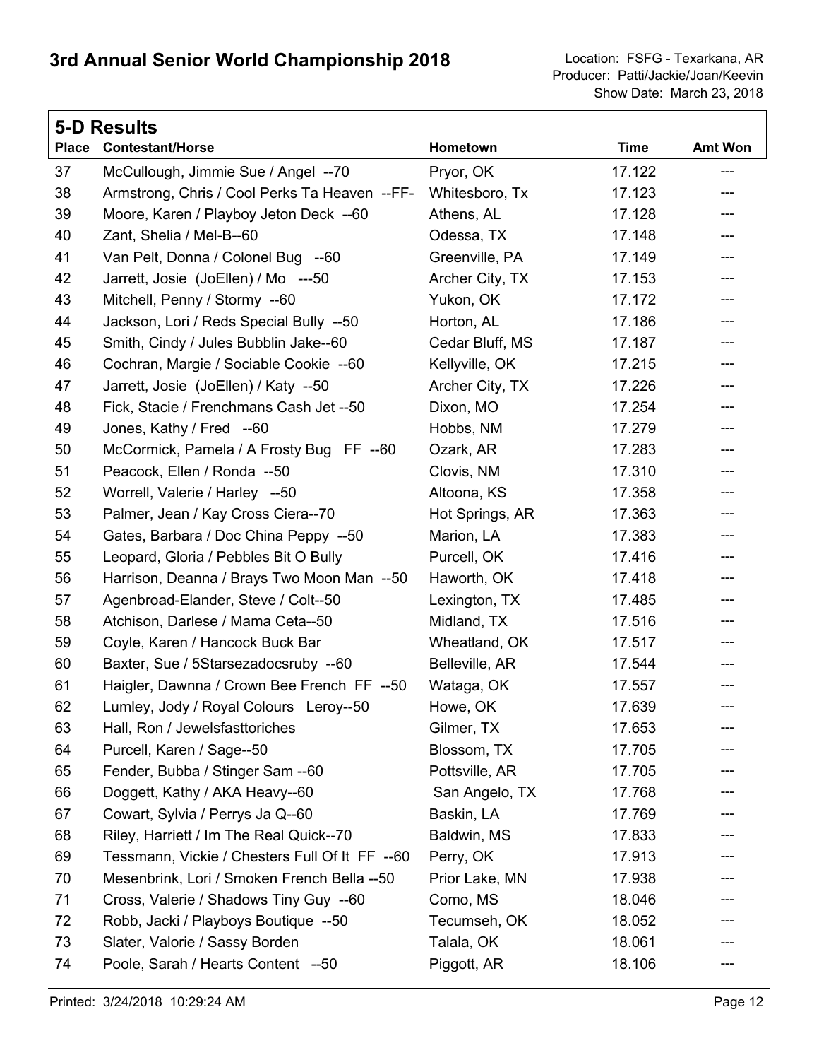# 3rd Annual Senior World Championship 2018

Location: FSFG - Texarkana, AR
Producer: Patti/Jackie/Joan/Keevin
Show Date: March 23, 2018

## 5-D Results

| Place | Contestant/Horse | Hometown | Time | Amt Won |
|---|---|---|---|---|
| 37 | McCullough, Jimmie Sue / Angel --70 | Pryor, OK | 17.122 | --- |
| 38 | Armstrong, Chris / Cool Perks Ta Heaven --FF- | Whitesboro, Tx | 17.123 | --- |
| 39 | Moore, Karen / Playboy Jeton Deck --60 | Athens, AL | 17.128 | --- |
| 40 | Zant, Shelia / Mel-B--60 | Odessa, TX | 17.148 | --- |
| 41 | Van Pelt, Donna / Colonel Bug --60 | Greenville, PA | 17.149 | --- |
| 42 | Jarrett, Josie (JoEllen) / Mo ---50 | Archer City, TX | 17.153 | --- |
| 43 | Mitchell, Penny / Stormy --60 | Yukon, OK | 17.172 | --- |
| 44 | Jackson, Lori / Reds Special Bully --50 | Horton, AL | 17.186 | --- |
| 45 | Smith, Cindy / Jules Bubblin Jake--60 | Cedar Bluff, MS | 17.187 | --- |
| 46 | Cochran, Margie / Sociable Cookie --60 | Kellyville, OK | 17.215 | --- |
| 47 | Jarrett, Josie (JoEllen) / Katy --50 | Archer City, TX | 17.226 | --- |
| 48 | Fick, Stacie / Frenchmans Cash Jet --50 | Dixon, MO | 17.254 | --- |
| 49 | Jones, Kathy / Fred --60 | Hobbs, NM | 17.279 | --- |
| 50 | McCormick, Pamela / A Frosty Bug FF --60 | Ozark, AR | 17.283 | --- |
| 51 | Peacock, Ellen / Ronda --50 | Clovis, NM | 17.310 | --- |
| 52 | Worrell, Valerie / Harley --50 | Altoona, KS | 17.358 | --- |
| 53 | Palmer, Jean / Kay Cross Ciera--70 | Hot Springs, AR | 17.363 | --- |
| 54 | Gates, Barbara / Doc China Peppy --50 | Marion, LA | 17.383 | --- |
| 55 | Leopard, Gloria / Pebbles Bit O Bully | Purcell, OK | 17.416 | --- |
| 56 | Harrison, Deanna / Brays Two Moon Man --50 | Haworth, OK | 17.418 | --- |
| 57 | Agenbroad-Elander, Steve / Colt--50 | Lexington, TX | 17.485 | --- |
| 58 | Atchison, Darlese / Mama Ceta--50 | Midland, TX | 17.516 | --- |
| 59 | Coyle, Karen / Hancock Buck Bar | Wheatland, OK | 17.517 | --- |
| 60 | Baxter, Sue / 5Starsezadocsruby --60 | Belleville, AR | 17.544 | --- |
| 61 | Haigler, Dawnna / Crown Bee French FF --50 | Wataga, OK | 17.557 | --- |
| 62 | Lumley, Jody / Royal Colours Leroy--50 | Howe, OK | 17.639 | --- |
| 63 | Hall, Ron / Jewelsfasttoriches | Gilmer, TX | 17.653 | --- |
| 64 | Purcell, Karen / Sage--50 | Blossom, TX | 17.705 | --- |
| 65 | Fender, Bubba / Stinger Sam --60 | Pottsville, AR | 17.705 | --- |
| 66 | Doggett, Kathy / AKA Heavy--60 | San Angelo, TX | 17.768 | --- |
| 67 | Cowart, Sylvia / Perrys Ja Q--60 | Baskin, LA | 17.769 | --- |
| 68 | Riley, Harriett / Im The Real Quick--70 | Baldwin, MS | 17.833 | --- |
| 69 | Tessmann, Vickie / Chesters Full Of It FF --60 | Perry, OK | 17.913 | --- |
| 70 | Mesenbrink, Lori / Smoken French Bella --50 | Prior Lake, MN | 17.938 | --- |
| 71 | Cross, Valerie / Shadows Tiny Guy --60 | Como, MS | 18.046 | --- |
| 72 | Robb, Jacki / Playboys Boutique --50 | Tecumseh, OK | 18.052 | --- |
| 73 | Slater, Valorie / Sassy Borden | Talala, OK | 18.061 | --- |
| 74 | Poole, Sarah / Hearts Content --50 | Piggott, AR | 18.106 | --- |

Printed: 3/24/2018 10:29:24 AM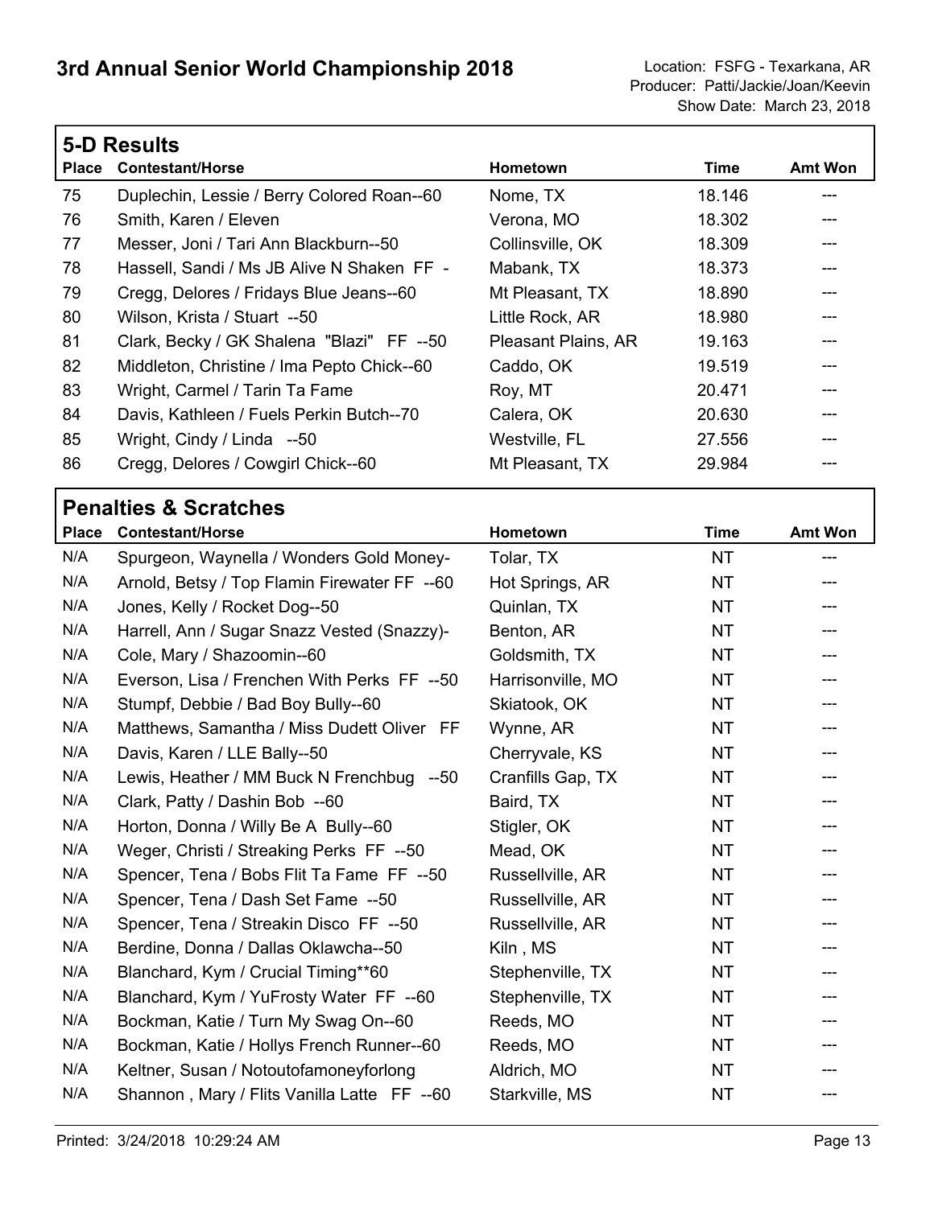# 3rd Annual Senior World Championship 2018

Location: FSFG - Texarkana, AR
Producer: Patti/Jackie/Joan/Keevin
Show Date: March 23, 2018

## 5-D Results

| Place | Contestant/Horse | Hometown | Time | Amt Won |
|---|---|---|---|---|
| 75 | Duplechin, Lessie / Berry Colored Roan--60 | Nome, TX | 18.146 | --- |
| 76 | Smith, Karen / Eleven | Verona, MO | 18.302 | --- |
| 77 | Messer, Joni / Tari Ann Blackburn--50 | Collinsville, OK | 18.309 | --- |
| 78 | Hassell, Sandi / Ms JB Alive N Shaken FF - | Mabank, TX | 18.373 | --- |
| 79 | Cregg, Delores / Fridays Blue Jeans--60 | Mt Pleasant, TX | 18.890 | --- |
| 80 | Wilson, Krista / Stuart --50 | Little Rock, AR | 18.980 | --- |
| 81 | Clark, Becky / GK Shalena "Blazi" FF --50 | Pleasant Plains, AR | 19.163 | --- |
| 82 | Middleton, Christine / Ima Pepto Chick--60 | Caddo, OK | 19.519 | --- |
| 83 | Wright, Carmel / Tarin Ta Fame | Roy, MT | 20.471 | --- |
| 84 | Davis, Kathleen / Fuels Perkin Butch--70 | Calera, OK | 20.630 | --- |
| 85 | Wright, Cindy / Linda --50 | Westville, FL | 27.556 | --- |
| 86 | Cregg, Delores / Cowgirl Chick--60 | Mt Pleasant, TX | 29.984 | --- |

## Penalties & Scratches

| Place | Contestant/Horse | Hometown | Time | Amt Won |
|---|---|---|---|---|
| N/A | Spurgeon, Waynella / Wonders Gold Money- | Tolar, TX | NT | --- |
| N/A | Arnold, Betsy / Top Flamin Firewater FF --60 | Hot Springs, AR | NT | --- |
| N/A | Jones, Kelly / Rocket Dog--50 | Quinlan, TX | NT | --- |
| N/A | Harrell, Ann / Sugar Snazz Vested (Snazzy)- | Benton, AR | NT | --- |
| N/A | Cole, Mary / Shazoomin--60 | Goldsmith, TX | NT | --- |
| N/A | Everson, Lisa / Frenchen With Perks FF --50 | Harrisonville, MO | NT | --- |
| N/A | Stumpf, Debbie / Bad Boy Bully--60 | Skiatook, OK | NT | --- |
| N/A | Matthews, Samantha / Miss Dudett Oliver FF | Wynne, AR | NT | --- |
| N/A | Davis, Karen / LLE Bally--50 | Cherryvale, KS | NT | --- |
| N/A | Lewis, Heather / MM Buck N Frenchbug --50 | Cranfills Gap, TX | NT | --- |
| N/A | Clark, Patty / Dashin Bob --60 | Baird, TX | NT | --- |
| N/A | Horton, Donna / Willy Be A Bully--60 | Stigler, OK | NT | --- |
| N/A | Weger, Christi / Streaking Perks FF --50 | Mead, OK | NT | --- |
| N/A | Spencer, Tena / Bobs Flit Ta Fame FF --50 | Russellville, AR | NT | --- |
| N/A | Spencer, Tena / Dash Set Fame --50 | Russellville, AR | NT | --- |
| N/A | Spencer, Tena / Streakin Disco FF --50 | Russellville, AR | NT | --- |
| N/A | Berdine, Donna / Dallas Oklawcha--50 | Kiln , MS | NT | --- |
| N/A | Blanchard, Kym / Crucial Timing**60 | Stephenville, TX | NT | --- |
| N/A | Blanchard, Kym / YuFrosty Water FF --60 | Stephenville, TX | NT | --- |
| N/A | Bockman, Katie / Turn My Swag On--60 | Reeds, MO | NT | --- |
| N/A | Bockman, Katie / Hollys French Runner--60 | Reeds, MO | NT | --- |
| N/A | Keltner, Susan / Notoutofamoneyforlong | Aldrich, MO | NT | --- |
| N/A | Shannon , Mary / Flits Vanilla Latte FF --60 | Starkville, MS | NT | --- |

Printed: 3/24/2018 10:29:24 AM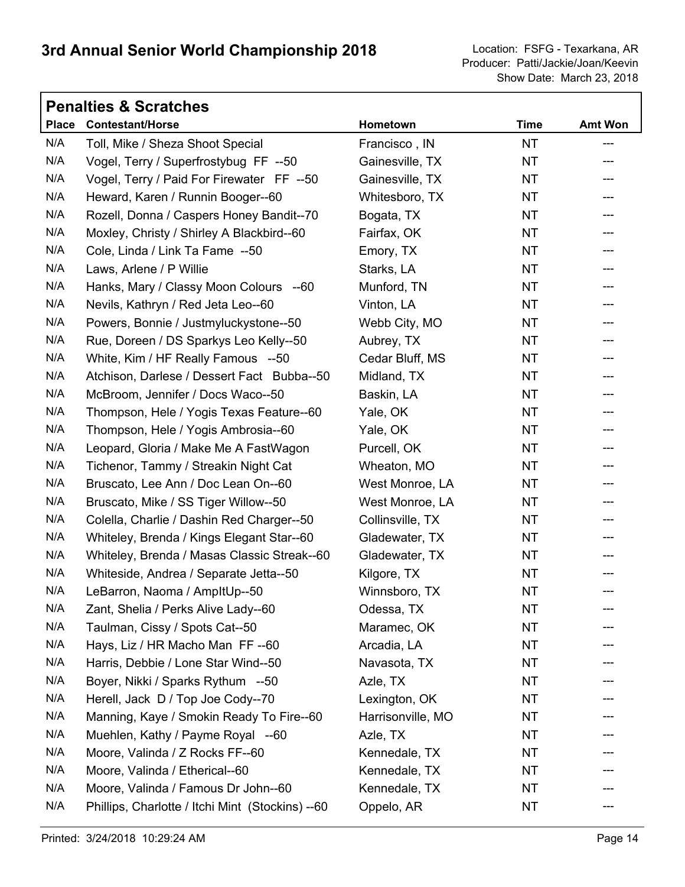# 3rd Annual Senior World Championship 2018

Location: FSFG - Texarkana, AR
Producer: Patti/Jackie/Joan/Keevin
Show Date: March 23, 2018

## Penalties & Scratches

| Place | Contestant/Horse | Hometown | Time | Amt Won |
|---|---|---|---|---|
| N/A | Toll, Mike / Sheza Shoot Special | Francisco , IN | NT | --- |
| N/A | Vogel, Terry / Superfrostybug FF --50 | Gainesville, TX | NT | --- |
| N/A | Vogel, Terry / Paid For Firewater FF --50 | Gainesville, TX | NT | --- |
| N/A | Heward, Karen / Runnin Booger--60 | Whitesboro, TX | NT | --- |
| N/A | Rozell, Donna / Caspers Honey Bandit--70 | Bogata, TX | NT | --- |
| N/A | Moxley, Christy / Shirley A Blackbird--60 | Fairfax, OK | NT | --- |
| N/A | Cole, Linda / Link Ta Fame --50 | Emory, TX | NT | --- |
| N/A | Laws, Arlene / P Willie | Starks, LA | NT | --- |
| N/A | Hanks, Mary / Classy Moon Colours --60 | Munford, TN | NT | --- |
| N/A | Nevils, Kathryn / Red Jeta Leo--60 | Vinton, LA | NT | --- |
| N/A | Powers, Bonnie / Justmyluckystone--50 | Webb City, MO | NT | --- |
| N/A | Rue, Doreen / DS Sparkys Leo Kelly--50 | Aubrey, TX | NT | --- |
| N/A | White, Kim / HF Really Famous --50 | Cedar Bluff, MS | NT | --- |
| N/A | Atchison, Darlese / Dessert Fact Bubba--50 | Midland, TX | NT | --- |
| N/A | McBroom, Jennifer / Docs Waco--50 | Baskin, LA | NT | --- |
| N/A | Thompson, Hele / Yogis Texas Feature--60 | Yale, OK | NT | --- |
| N/A | Thompson, Hele / Yogis Ambrosia--60 | Yale, OK | NT | --- |
| N/A | Leopard, Gloria / Make Me A FastWagon | Purcell, OK | NT | --- |
| N/A | Tichenor, Tammy / Streakin Night Cat | Wheaton, MO | NT | --- |
| N/A | Bruscato, Lee Ann / Doc Lean On--60 | West Monroe, LA | NT | --- |
| N/A | Bruscato, Mike / SS Tiger Willow--50 | West Monroe, LA | NT | --- |
| N/A | Colella, Charlie / Dashin Red Charger--50 | Collinsville, TX | NT | --- |
| N/A | Whiteley, Brenda / Kings Elegant Star--60 | Gladewater, TX | NT | --- |
| N/A | Whiteley, Brenda / Masas Classic Streak--60 | Gladewater, TX | NT | --- |
| N/A | Whiteside, Andrea / Separate Jetta--50 | Kilgore, TX | NT | --- |
| N/A | LeBarron, Naoma / AmpItUp--50 | Winnsboro, TX | NT | --- |
| N/A | Zant, Shelia / Perks Alive Lady--60 | Odessa, TX | NT | --- |
| N/A | Taulman, Cissy / Spots Cat--50 | Maramec, OK | NT | --- |
| N/A | Hays, Liz / HR Macho Man FF --60 | Arcadia, LA | NT | --- |
| N/A | Harris, Debbie / Lone Star Wind--50 | Navasota, TX | NT | --- |
| N/A | Boyer, Nikki / Sparks Rythum --50 | Azle, TX | NT | --- |
| N/A | Herell, Jack D / Top Joe Cody--70 | Lexington, OK | NT | --- |
| N/A | Manning, Kaye / Smokin Ready To Fire--60 | Harrisonville, MO | NT | --- |
| N/A | Muehlen, Kathy / Payme Royal --60 | Azle, TX | NT | --- |
| N/A | Moore, Valinda / Z Rocks FF--60 | Kennedale, TX | NT | --- |
| N/A | Moore, Valinda / Etherical--60 | Kennedale, TX | NT | --- |
| N/A | Moore, Valinda / Famous Dr John--60 | Kennedale, TX | NT | --- |
| N/A | Phillips, Charlotte / Itchi Mint (Stockins) --60 | Oppelo, AR | NT | --- |

Printed: 3/24/2018 10:29:24 AM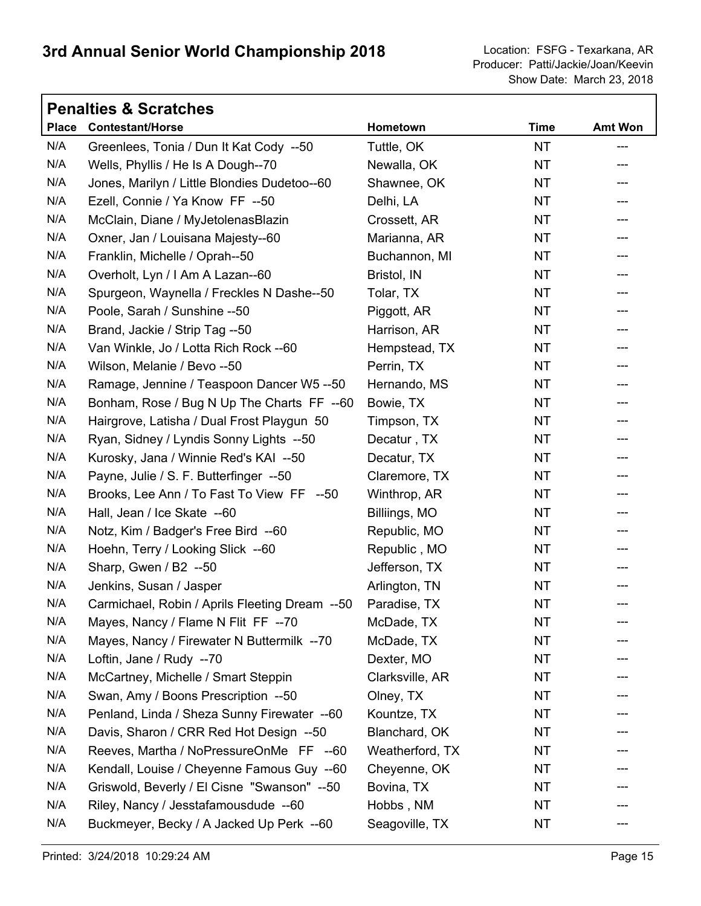# 3rd Annual Senior World Championship 2018

Location: FSFG - Texarkana, AR
Producer: Patti/Jackie/Joan/Keevin
Show Date: March 23, 2018

## Penalties & Scratches

| Place | Contestant/Horse | Hometown | Time | Amt Won |
|---|---|---|---|---|
| N/A | Greenlees, Tonia / Dun It Kat Cody --50 | Tuttle, OK | NT | --- |
| N/A | Wells, Phyllis / He Is A Dough--70 | Newalla, OK | NT | --- |
| N/A | Jones, Marilyn / Little Blondies Dudetoo--60 | Shawnee, OK | NT | --- |
| N/A | Ezell, Connie / Ya Know FF --50 | Delhi, LA | NT | --- |
| N/A | McClain, Diane / MyJetolenasBlazin | Crossett, AR | NT | --- |
| N/A | Oxner, Jan / Louisana Majesty--60 | Marianna, AR | NT | --- |
| N/A | Franklin, Michelle / Oprah--50 | Buchannon, MI | NT | --- |
| N/A | Overholt, Lyn / I Am A Lazan--60 | Bristol, IN | NT | --- |
| N/A | Spurgeon, Waynella / Freckles N Dashe--50 | Tolar, TX | NT | --- |
| N/A | Poole, Sarah / Sunshine --50 | Piggott, AR | NT | --- |
| N/A | Brand, Jackie / Strip Tag --50 | Harrison, AR | NT | --- |
| N/A | Van Winkle, Jo / Lotta Rich Rock --60 | Hempstead, TX | NT | --- |
| N/A | Wilson, Melanie / Bevo --50 | Perrin, TX | NT | --- |
| N/A | Ramage, Jennine / Teaspoon Dancer W5 --50 | Hernando, MS | NT | --- |
| N/A | Bonham, Rose / Bug N Up The Charts FF --60 | Bowie, TX | NT | --- |
| N/A | Hairgrove, Latisha / Dual Frost Playgun 50 | Timpson, TX | NT | --- |
| N/A | Ryan, Sidney / Lyndis Sonny Lights --50 | Decatur , TX | NT | --- |
| N/A | Kurosky, Jana / Winnie Red's KAI --50 | Decatur, TX | NT | --- |
| N/A | Payne, Julie / S. F. Butterfinger --50 | Claremore, TX | NT | --- |
| N/A | Brooks, Lee Ann / To Fast To View FF --50 | Winthrop, AR | NT | --- |
| N/A | Hall, Jean / Ice Skate --60 | Billiings, MO | NT | --- |
| N/A | Notz, Kim / Badger's Free Bird --60 | Republic, MO | NT | --- |
| N/A | Hoehn, Terry / Looking Slick --60 | Republic , MO | NT | --- |
| N/A | Sharp, Gwen / B2 --50 | Jefferson, TX | NT | --- |
| N/A | Jenkins, Susan / Jasper | Arlington, TN | NT | --- |
| N/A | Carmichael, Robin / Aprils Fleeting Dream --50 | Paradise, TX | NT | --- |
| N/A | Mayes, Nancy / Flame N Flit FF --70 | McDade, TX | NT | --- |
| N/A | Mayes, Nancy / Firewater N Buttermilk --70 | McDade, TX | NT | --- |
| N/A | Loftin, Jane / Rudy --70 | Dexter, MO | NT | --- |
| N/A | McCartney, Michelle / Smart Steppin | Clarksville, AR | NT | --- |
| N/A | Swan, Amy / Boons Prescription --50 | Olney, TX | NT | --- |
| N/A | Penland, Linda / Sheza Sunny Firewater --60 | Kountze, TX | NT | --- |
| N/A | Davis, Sharon / CRR Red Hot Design --50 | Blanchard, OK | NT | --- |
| N/A | Reeves, Martha / NoPressureOnMe FF --60 | Weatherford, TX | NT | --- |
| N/A | Kendall, Louise / Cheyenne Famous Guy --60 | Cheyenne, OK | NT | --- |
| N/A | Griswold, Beverly / El Cisne "Swanson" --50 | Bovina, TX | NT | --- |
| N/A | Riley, Nancy / Jesstafamousdude --60 | Hobbs , NM | NT | --- |
| N/A | Buckmeyer, Becky / A Jacked Up Perk --60 | Seagoville, TX | NT | --- |

Printed: 3/24/2018 10:29:24 AM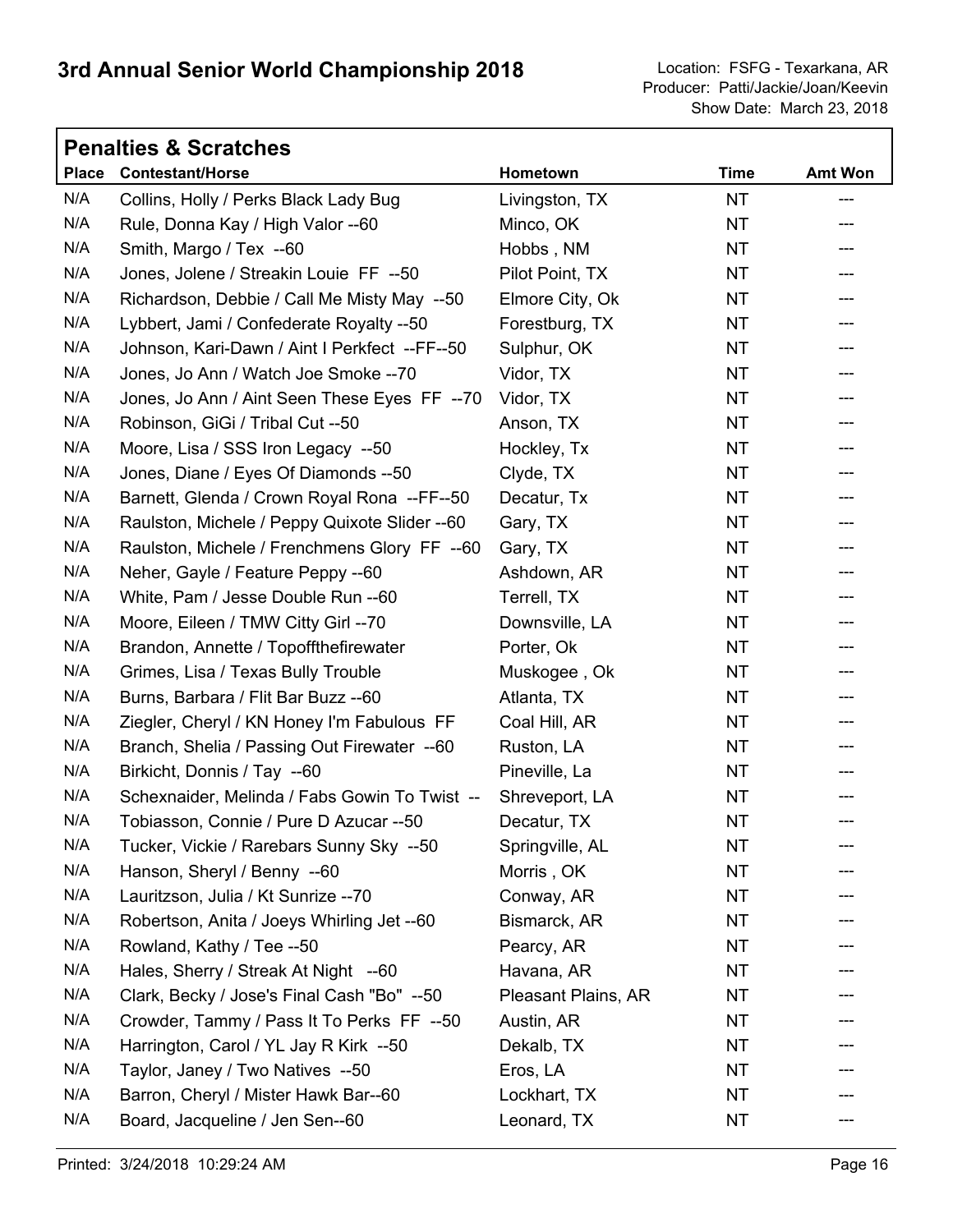# 3rd Annual Senior World Championship 2018

Location: FSFG - Texarkana, AR
Producer: Patti/Jackie/Joan/Keevin
Show Date: March 23, 2018

## Penalties & Scratches

| Place | Contestant/Horse | Hometown | Time | Amt Won |
|---|---|---|---|---|
| N/A | Collins, Holly / Perks Black Lady Bug | Livingston, TX | NT | --- |
| N/A | Rule, Donna Kay / High Valor --60 | Minco, OK | NT | --- |
| N/A | Smith, Margo / Tex --60 | Hobbs , NM | NT | --- |
| N/A | Jones, Jolene / Streakin Louie FF --50 | Pilot Point, TX | NT | --- |
| N/A | Richardson, Debbie / Call Me Misty May --50 | Elmore City, Ok | NT | --- |
| N/A | Lybbert, Jami / Confederate Royalty --50 | Forestburg, TX | NT | --- |
| N/A | Johnson, Kari-Dawn / Aint I Perkfect --FF--50 | Sulphur, OK | NT | --- |
| N/A | Jones, Jo Ann / Watch Joe Smoke --70 | Vidor, TX | NT | --- |
| N/A | Jones, Jo Ann / Aint Seen These Eyes FF --70 | Vidor, TX | NT | --- |
| N/A | Robinson, GiGi / Tribal Cut --50 | Anson, TX | NT | --- |
| N/A | Moore, Lisa / SSS Iron Legacy --50 | Hockley, Tx | NT | --- |
| N/A | Jones, Diane / Eyes Of Diamonds --50 | Clyde, TX | NT | --- |
| N/A | Barnett, Glenda / Crown Royal Rona --FF--50 | Decatur, Tx | NT | --- |
| N/A | Raulston, Michele / Peppy Quixote Slider --60 | Gary, TX | NT | --- |
| N/A | Raulston, Michele / Frenchmens Glory FF --60 | Gary, TX | NT | --- |
| N/A | Neher, Gayle / Feature Peppy --60 | Ashdown, AR | NT | --- |
| N/A | White, Pam / Jesse Double Run --60 | Terrell, TX | NT | --- |
| N/A | Moore, Eileen / TMW Citty Girl --70 | Downsville, LA | NT | --- |
| N/A | Brandon, Annette / Topoffthefirewater | Porter, Ok | NT | --- |
| N/A | Grimes, Lisa / Texas Bully Trouble | Muskogee , Ok | NT | --- |
| N/A | Burns, Barbara / Flit Bar Buzz --60 | Atlanta, TX | NT | --- |
| N/A | Ziegler, Cheryl / KN Honey I'm Fabulous FF | Coal Hill, AR | NT | --- |
| N/A | Branch, Shelia / Passing Out Firewater --60 | Ruston, LA | NT | --- |
| N/A | Birkicht, Donnis / Tay --60 | Pineville, La | NT | --- |
| N/A | Schexnaider, Melinda / Fabs Gowin To Twist -- | Shreveport, LA | NT | --- |
| N/A | Tobiasson, Connie / Pure D Azucar --50 | Decatur, TX | NT | --- |
| N/A | Tucker, Vickie / Rarebars Sunny Sky --50 | Springville, AL | NT | --- |
| N/A | Hanson, Sheryl / Benny --60 | Morris , OK | NT | --- |
| N/A | Lauritzson, Julia / Kt Sunrize --70 | Conway, AR | NT | --- |
| N/A | Robertson, Anita / Joeys Whirling Jet --60 | Bismarck, AR | NT | --- |
| N/A | Rowland, Kathy / Tee --50 | Pearcy, AR | NT | --- |
| N/A | Hales, Sherry / Streak At Night --60 | Havana, AR | NT | --- |
| N/A | Clark, Becky / Jose's Final Cash "Bo" --50 | Pleasant Plains, AR | NT | --- |
| N/A | Crowder, Tammy / Pass It To Perks FF --50 | Austin, AR | NT | --- |
| N/A | Harrington, Carol / YL Jay R Kirk --50 | Dekalb, TX | NT | --- |
| N/A | Taylor, Janey / Two Natives --50 | Eros, LA | NT | --- |
| N/A | Barron, Cheryl / Mister Hawk Bar--60 | Lockhart, TX | NT | --- |
| N/A | Board, Jacqueline / Jen Sen--60 | Leonard, TX | NT | --- |

Printed: 3/24/2018 10:29:24 AM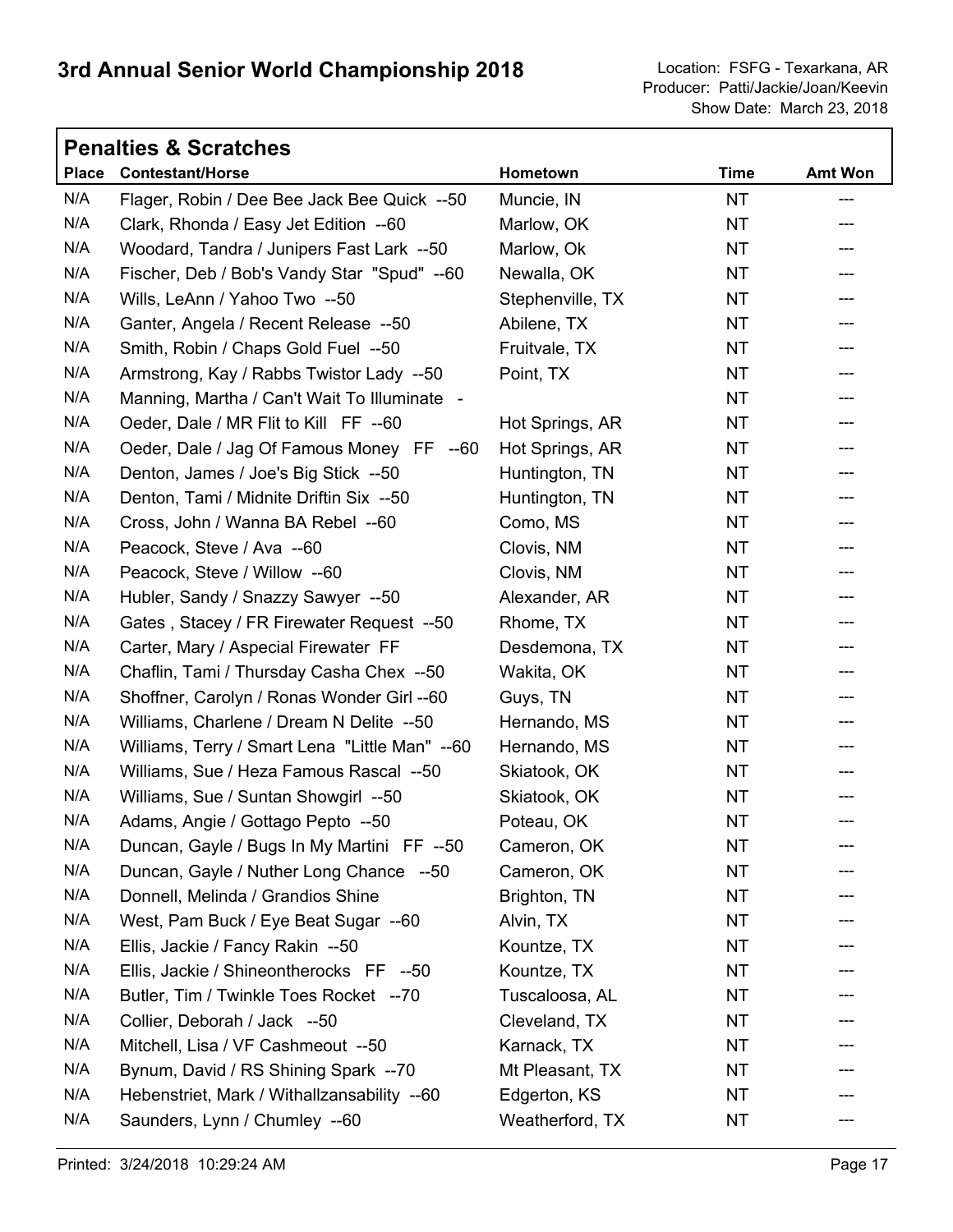# 3rd Annual Senior World Championship 2018

Location: FSFG - Texarkana, AR
Producer: Patti/Jackie/Joan/Keevin
Show Date: March 23, 2018

## Penalties & Scratches

| Place | Contestant/Horse | Hometown | Time | Amt Won |
|---|---|---|---|---|
| N/A | Flager, Robin / Dee Bee Jack Bee Quick --50 | Muncie, IN | NT | --- |
| N/A | Clark, Rhonda / Easy Jet Edition --60 | Marlow, OK | NT | --- |
| N/A | Woodard, Tandra / Junipers Fast Lark --50 | Marlow, Ok | NT | --- |
| N/A | Fischer, Deb / Bob's Vandy Star "Spud" --60 | Newalla, OK | NT | --- |
| N/A | Wills, LeAnn / Yahoo Two --50 | Stephenville, TX | NT | --- |
| N/A | Ganter, Angela / Recent Release --50 | Abilene, TX | NT | --- |
| N/A | Smith, Robin / Chaps Gold Fuel --50 | Fruitvale, TX | NT | --- |
| N/A | Armstrong, Kay / Rabbs Twistor Lady --50 | Point, TX | NT | --- |
| N/A | Manning, Martha / Can't Wait To Illuminate - | | NT | --- |
| N/A | Oeder, Dale / MR Flit to Kill FF --60 | Hot Springs, AR | NT | --- |
| N/A | Oeder, Dale / Jag Of Famous Money FF --60 | Hot Springs, AR | NT | --- |
| N/A | Denton, James / Joe's Big Stick --50 | Huntington, TN | NT | --- |
| N/A | Denton, Tami / Midnite Driftin Six --50 | Huntington, TN | NT | --- |
| N/A | Cross, John / Wanna BA Rebel --60 | Como, MS | NT | --- |
| N/A | Peacock, Steve / Ava --60 | Clovis, NM | NT | --- |
| N/A | Peacock, Steve / Willow --60 | Clovis, NM | NT | --- |
| N/A | Hubler, Sandy / Snazzy Sawyer --50 | Alexander, AR | NT | --- |
| N/A | Gates , Stacey / FR Firewater Request --50 | Rhome, TX | NT | --- |
| N/A | Carter, Mary / Aspecial Firewater FF | Desdemona, TX | NT | --- |
| N/A | Chaflin, Tami / Thursday Casha Chex --50 | Wakita, OK | NT | --- |
| N/A | Shoffner, Carolyn / Ronas Wonder Girl --60 | Guys, TN | NT | --- |
| N/A | Williams, Charlene / Dream N Delite --50 | Hernando, MS | NT | --- |
| N/A | Williams, Terry / Smart Lena "Little Man" --60 | Hernando, MS | NT | --- |
| N/A | Williams, Sue / Heza Famous Rascal --50 | Skiatook, OK | NT | --- |
| N/A | Williams, Sue / Suntan Showgirl --50 | Skiatook, OK | NT | --- |
| N/A | Adams, Angie / Gottago Pepto --50 | Poteau, OK | NT | --- |
| N/A | Duncan, Gayle / Bugs In My Martini FF --50 | Cameron, OK | NT | --- |
| N/A | Duncan, Gayle / Nuther Long Chance --50 | Cameron, OK | NT | --- |
| N/A | Donnell, Melinda / Grandios Shine | Brighton, TN | NT | --- |
| N/A | West, Pam Buck / Eye Beat Sugar --60 | Alvin, TX | NT | --- |
| N/A | Ellis, Jackie / Fancy Rakin --50 | Kountze, TX | NT | --- |
| N/A | Ellis, Jackie / Shineontherocks FF --50 | Kountze, TX | NT | --- |
| N/A | Butler, Tim / Twinkle Toes Rocket --70 | Tuscaloosa, AL | NT | --- |
| N/A | Collier, Deborah / Jack --50 | Cleveland, TX | NT | --- |
| N/A | Mitchell, Lisa / VF Cashmeout --50 | Karnack, TX | NT | --- |
| N/A | Bynum, David / RS Shining Spark --70 | Mt Pleasant, TX | NT | --- |
| N/A | Hebenstriet, Mark / Withallzansability --60 | Edgerton, KS | NT | --- |
| N/A | Saunders, Lynn / Chumley --60 | Weatherford, TX | NT | --- |

Printed: 3/24/2018 10:29:24 AM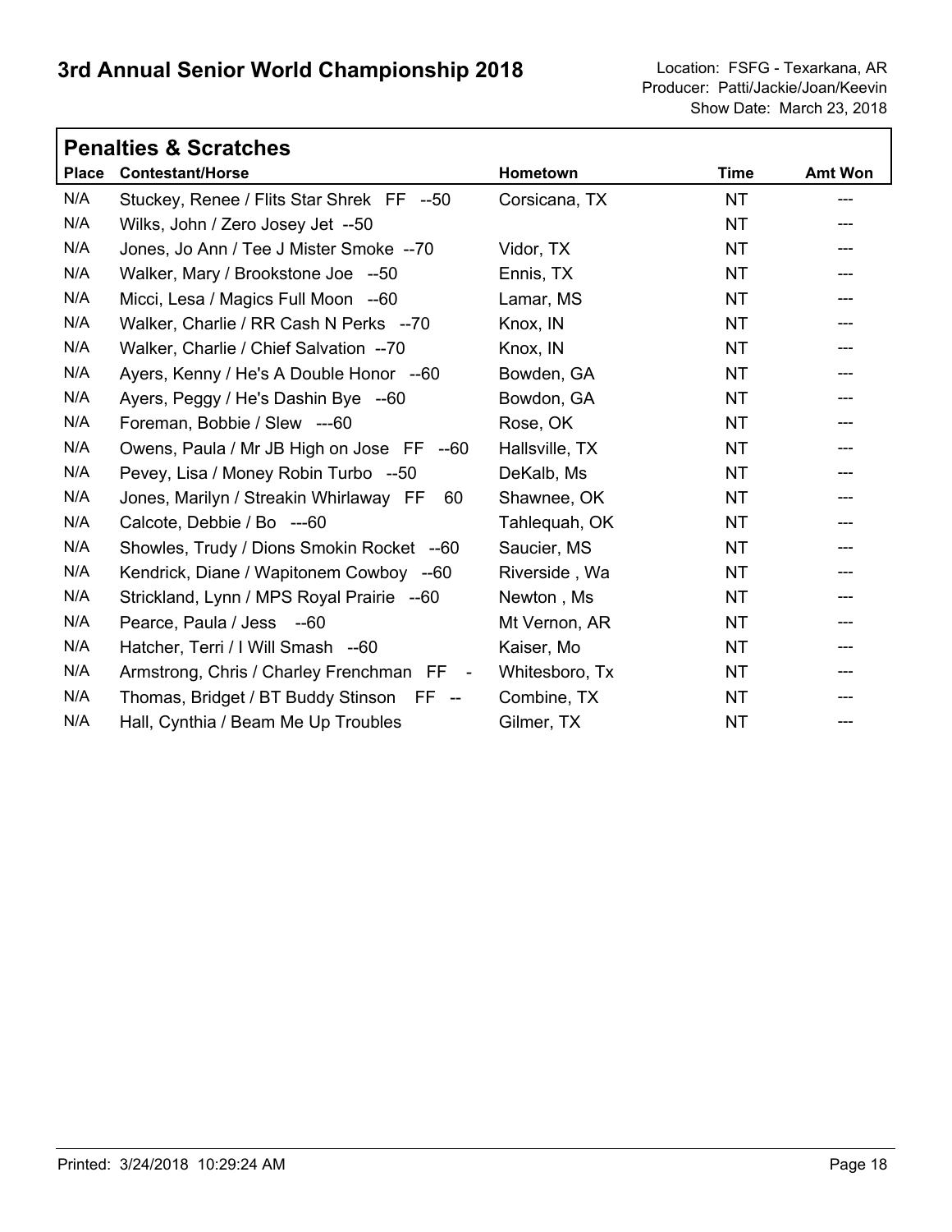# 3rd Annual Senior World Championship 2018

Location: FSFG - Texarkana, AR
Producer: Patti/Jackie/Joan/Keevin
Show Date: March 23, 2018

## Penalties & Scratches

| Place | Contestant/Horse | Hometown | Time | Amt Won |
|---|---|---|---|---|
| N/A | Stuckey, Renee / Flits Star Shrek FF --50 | Corsicana, TX | NT | --- |
| N/A | Wilks, John / Zero Josey Jet --50 | | NT | --- |
| N/A | Jones, Jo Ann / Tee J Mister Smoke --70 | Vidor, TX | NT | --- |
| N/A | Walker, Mary / Brookstone Joe --50 | Ennis, TX | NT | --- |
| N/A | Micci, Lesa / Magics Full Moon --60 | Lamar, MS | NT | --- |
| N/A | Walker, Charlie / RR Cash N Perks --70 | Knox, IN | NT | --- |
| N/A | Walker, Charlie / Chief Salvation --70 | Knox, IN | NT | --- |
| N/A | Ayers, Kenny / He's A Double Honor --60 | Bowden, GA | NT | --- |
| N/A | Ayers, Peggy / He's Dashin Bye --60 | Bowdon, GA | NT | --- |
| N/A | Foreman, Bobbie / Slew ---60 | Rose, OK | NT | --- |
| N/A | Owens, Paula / Mr JB High on Jose FF --60 | Hallsville, TX | NT | --- |
| N/A | Pevey, Lisa / Money Robin Turbo --50 | DeKalb, Ms | NT | --- |
| N/A | Jones, Marilyn / Streakin Whirlaway FF 60 | Shawnee, OK | NT | --- |
| N/A | Calcote, Debbie / Bo ---60 | Tahlequah, OK | NT | --- |
| N/A | Showles, Trudy / Dions Smokin Rocket --60 | Saucier, MS | NT | --- |
| N/A | Kendrick, Diane / Wapitonem Cowboy --60 | Riverside , Wa | NT | --- |
| N/A | Strickland, Lynn / MPS Royal Prairie --60 | Newton , Ms | NT | --- |
| N/A | Pearce, Paula / Jess --60 | Mt Vernon, AR | NT | --- |
| N/A | Hatcher, Terri / I Will Smash --60 | Kaiser, Mo | NT | --- |
| N/A | Armstrong, Chris / Charley Frenchman FF - | Whitesboro, Tx | NT | --- |
| N/A | Thomas, Bridget / BT Buddy Stinson FF -- | Combine, TX | NT | --- |
| N/A | Hall, Cynthia / Beam Me Up Troubles | Gilmer, TX | NT | --- |

Printed: 3/24/2018 10:29:24 AM